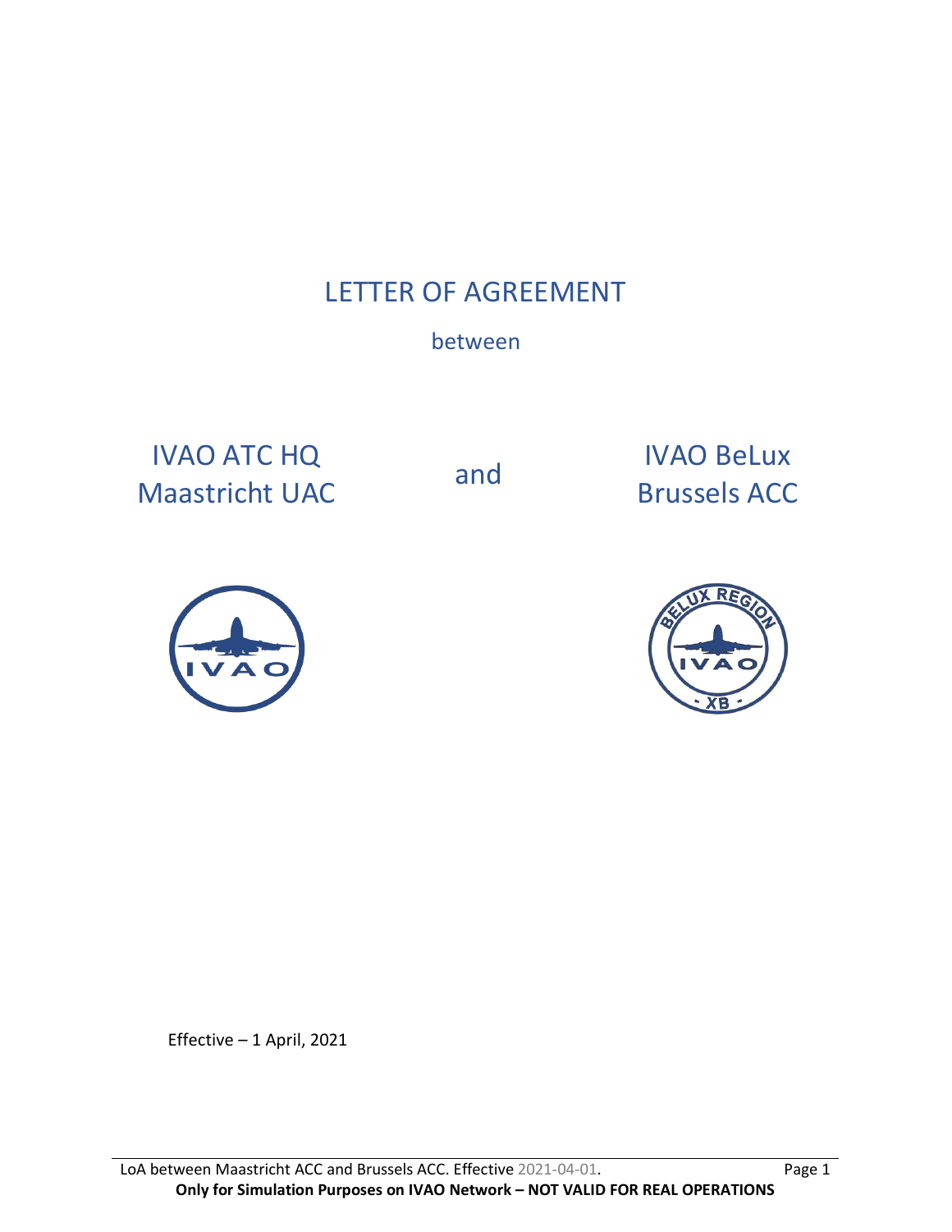# LETTER OF AGREEMENT

between

IVAO ATC HQ
Maastricht UAC

and

IVAO BeLux
Brussels ACC

Effective – 1 April, 2021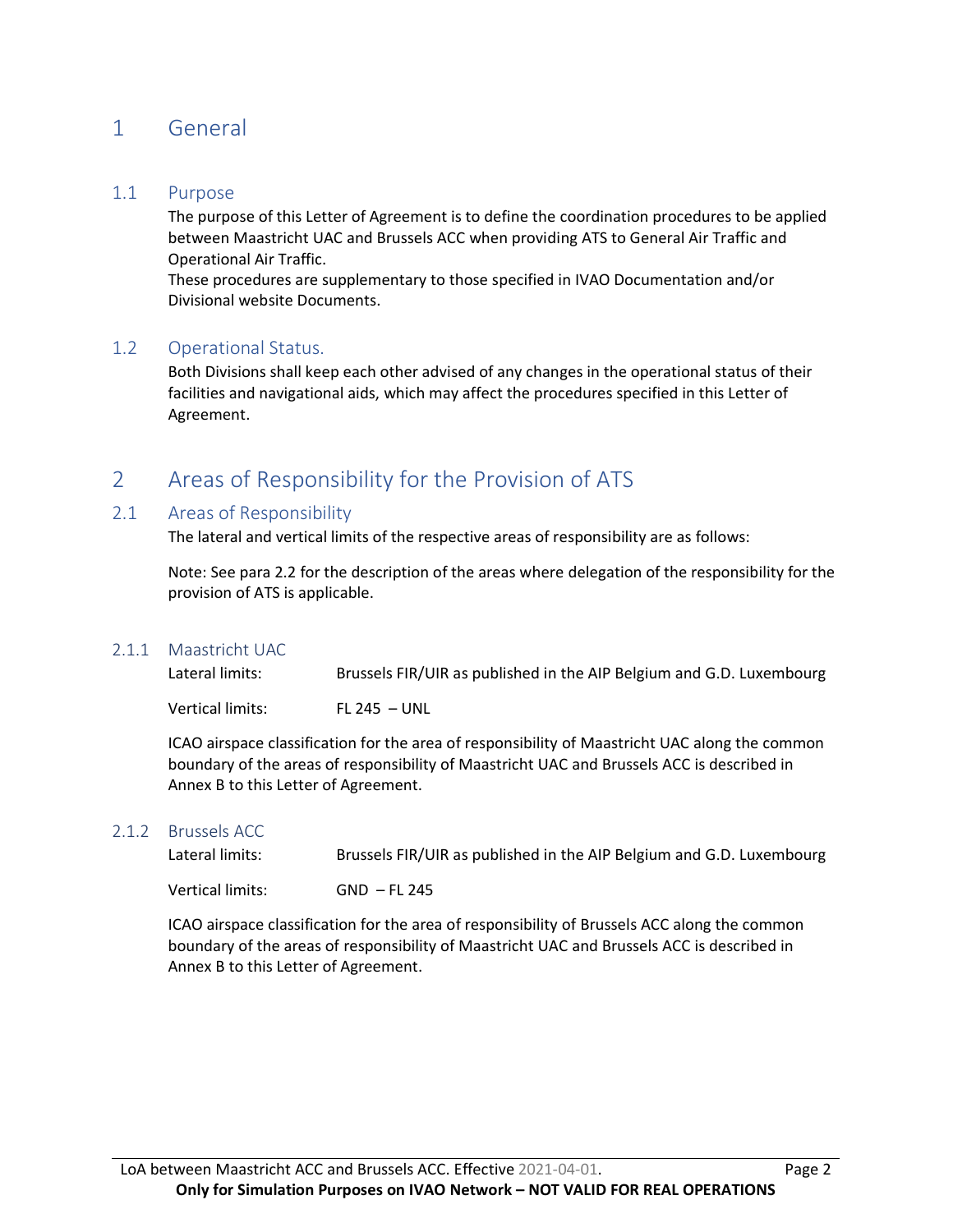# 1 General

## 1.1 Purpose

The purpose of this Letter of Agreement is to define the coordination procedures to be applied between Maastricht UAC and Brussels ACC when providing ATS to General Air Traffic and Operational Air Traffic.

These procedures are supplementary to those specified in IVAO Documentation and/or Divisional website Documents.

## 1.2 Operational Status.

Both Divisions shall keep each other advised of any changes in the operational status of their facilities and navigational aids, which may affect the procedures specified in this Letter of Agreement.

# 2 Areas of Responsibility for the Provision of ATS

## 2.1 Areas of Responsibility

The lateral and vertical limits of the respective areas of responsibility are as follows:

Note: See para 2.2 for the description of the areas where delegation of the responsibility for the provision of ATS is applicable.

### 2.1.1 Maastricht UAC

Lateral limits: Brussels FIR/UIR as published in the AIP Belgium and G.D. Luxembourg

Vertical limits: FL 245 – UNL

ICAO airspace classification for the area of responsibility of Maastricht UAC along the common boundary of the areas of responsibility of Maastricht UAC and Brussels ACC is described in Annex B to this Letter of Agreement.

### 2.1.2 Brussels ACC

Lateral limits: Brussels FIR/UIR as published in the AIP Belgium and G.D. Luxembourg

Vertical limits: GND – FL 245

ICAO airspace classification for the area of responsibility of Brussels ACC along the common boundary of the areas of responsibility of Maastricht UAC and Brussels ACC is described in Annex B to this Letter of Agreement.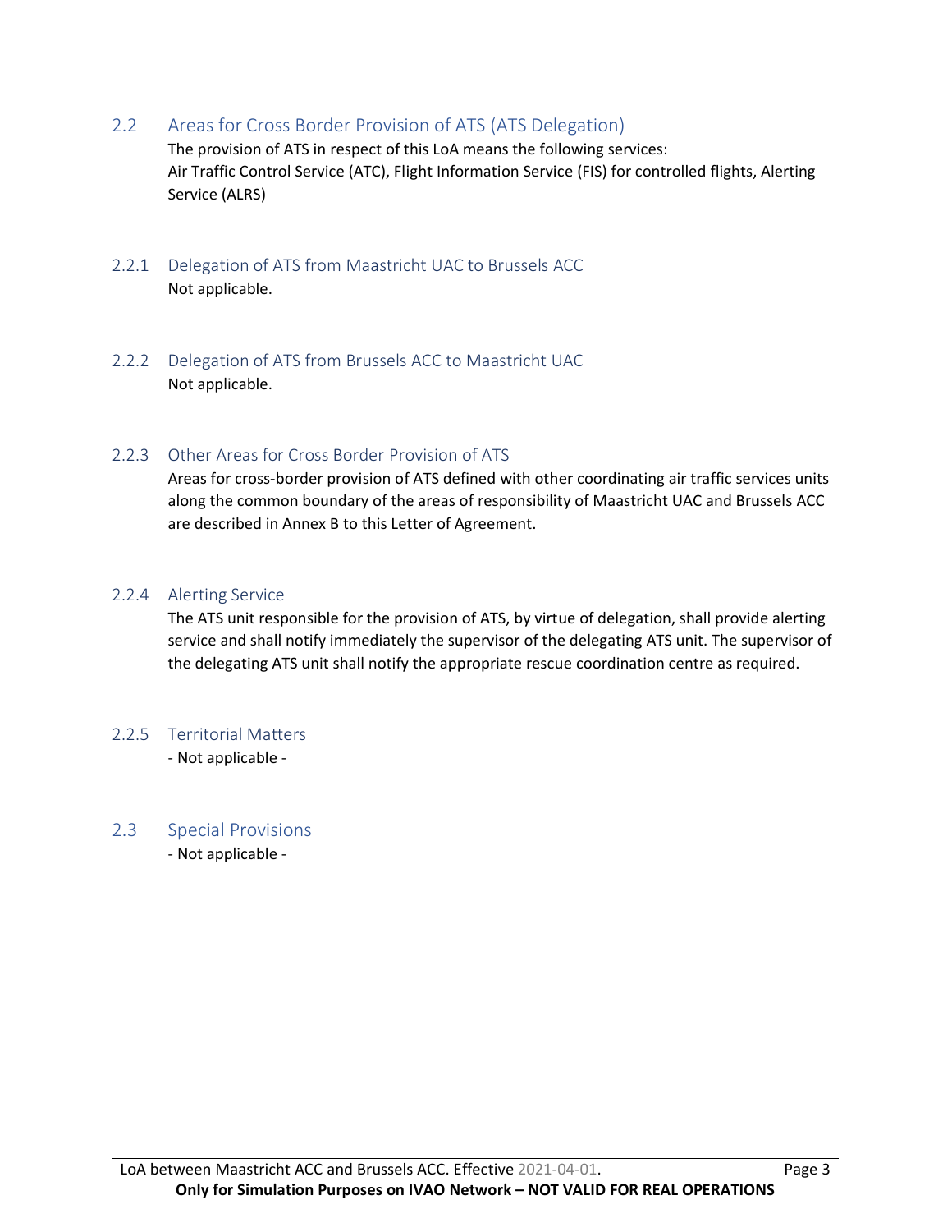## 2.2 Areas for Cross Border Provision of ATS (ATS Delegation)

The provision of ATS in respect of this LoA means the following services:
Air Traffic Control Service (ATC), Flight Information Service (FIS) for controlled flights, Alerting Service (ALRS)

### 2.2.1 Delegation of ATS from Maastricht UAC to Brussels ACC

Not applicable.

### 2.2.2 Delegation of ATS from Brussels ACC to Maastricht UAC

Not applicable.

### 2.2.3 Other Areas for Cross Border Provision of ATS

Areas for cross-border provision of ATS defined with other coordinating air traffic services units along the common boundary of the areas of responsibility of Maastricht UAC and Brussels ACC are described in Annex B to this Letter of Agreement.

### 2.2.4 Alerting Service

The ATS unit responsible for the provision of ATS, by virtue of delegation, shall provide alerting service and shall notify immediately the supervisor of the delegating ATS unit. The supervisor of the delegating ATS unit shall notify the appropriate rescue coordination centre as required.

### 2.2.5 Territorial Matters

- Not applicable -

## 2.3 Special Provisions

- Not applicable -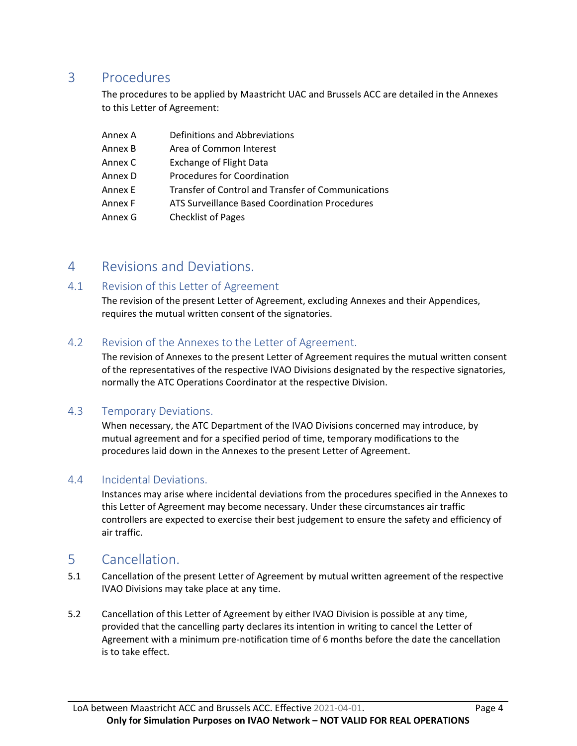# 3 Procedures

The procedures to be applied by Maastricht UAC and Brussels ACC are detailed in the Annexes to this Letter of Agreement:

| | |
|---|---|
| Annex A | Definitions and Abbreviations |
| Annex B | Area of Common Interest |
| Annex C | Exchange of Flight Data |
| Annex D | Procedures for Coordination |
| Annex E | Transfer of Control and Transfer of Communications |
| Annex F | ATS Surveillance Based Coordination Procedures |
| Annex G | Checklist of Pages |

# 4 Revisions and Deviations.

## 4.1 Revision of this Letter of Agreement

The revision of the present Letter of Agreement, excluding Annexes and their Appendices, requires the mutual written consent of the signatories.

## 4.2 Revision of the Annexes to the Letter of Agreement.

The revision of Annexes to the present Letter of Agreement requires the mutual written consent of the representatives of the respective IVAO Divisions designated by the respective signatories, normally the ATC Operations Coordinator at the respective Division.

## 4.3 Temporary Deviations.

When necessary, the ATC Department of the IVAO Divisions concerned may introduce, by mutual agreement and for a specified period of time, temporary modifications to the procedures laid down in the Annexes to the present Letter of Agreement.

## 4.4 Incidental Deviations.

Instances may arise where incidental deviations from the procedures specified in the Annexes to this Letter of Agreement may become necessary. Under these circumstances air traffic controllers are expected to exercise their best judgement to ensure the safety and efficiency of air traffic.

# 5 Cancellation.

5.1 Cancellation of the present Letter of Agreement by mutual written agreement of the respective IVAO Divisions may take place at any time.

5.2 Cancellation of this Letter of Agreement by either IVAO Division is possible at any time, provided that the cancelling party declares its intention in writing to cancel the Letter of Agreement with a minimum pre-notification time of 6 months before the date the cancellation is to take effect.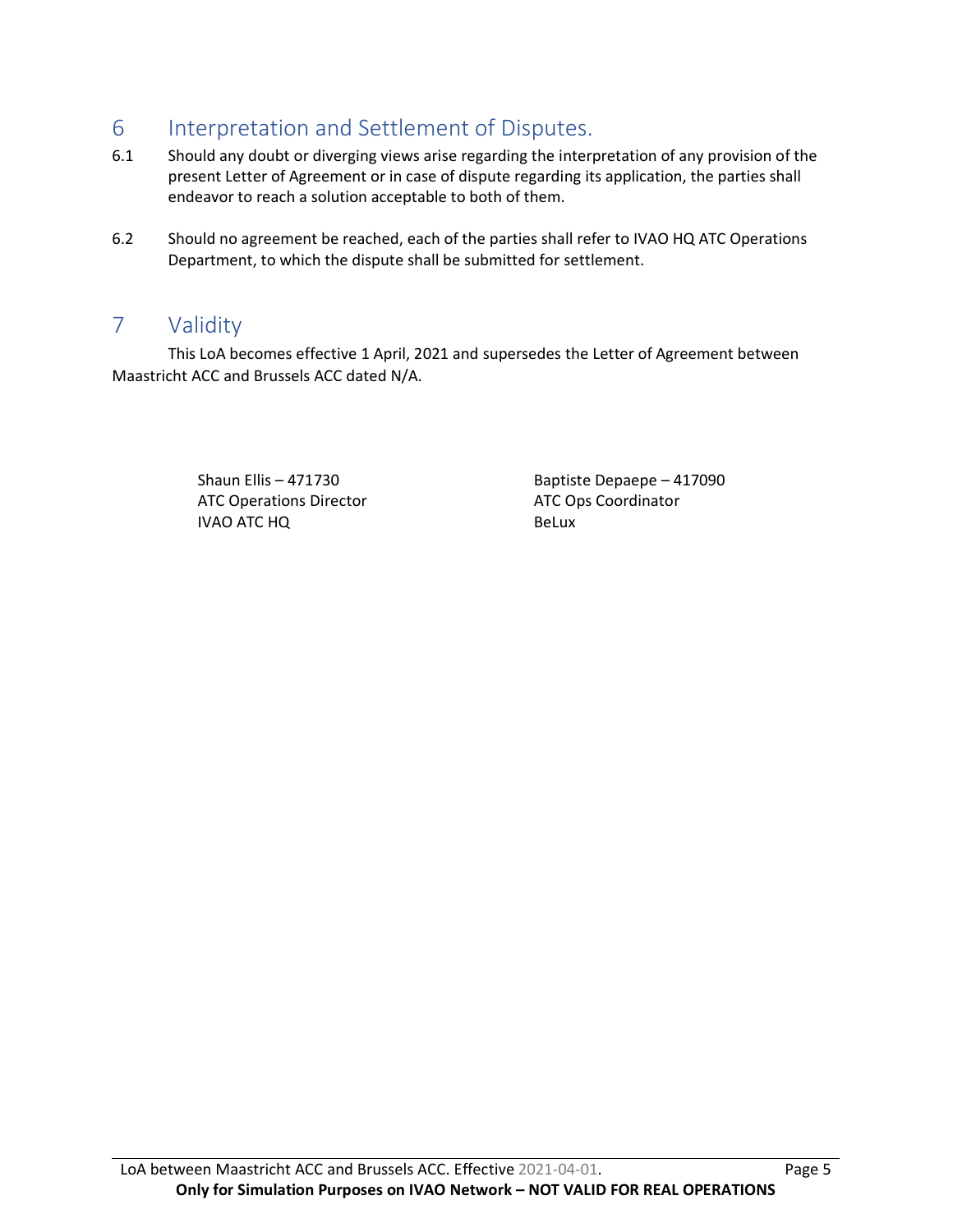# 6 Interpretation and Settlement of Disputes.

6.1 Should any doubt or diverging views arise regarding the interpretation of any provision of the present Letter of Agreement or in case of dispute regarding its application, the parties shall endeavor to reach a solution acceptable to both of them.

6.2 Should no agreement be reached, each of the parties shall refer to IVAO HQ ATC Operations Department, to which the dispute shall be submitted for settlement.

# 7 Validity

This LoA becomes effective 1 April, 2021 and supersedes the Letter of Agreement between Maastricht ACC and Brussels ACC dated N/A.

Shaun Ellis – 471730
ATC Operations Director
IVAO ATC HQ

Baptiste Depaepe – 417090
ATC Ops Coordinator
BeLux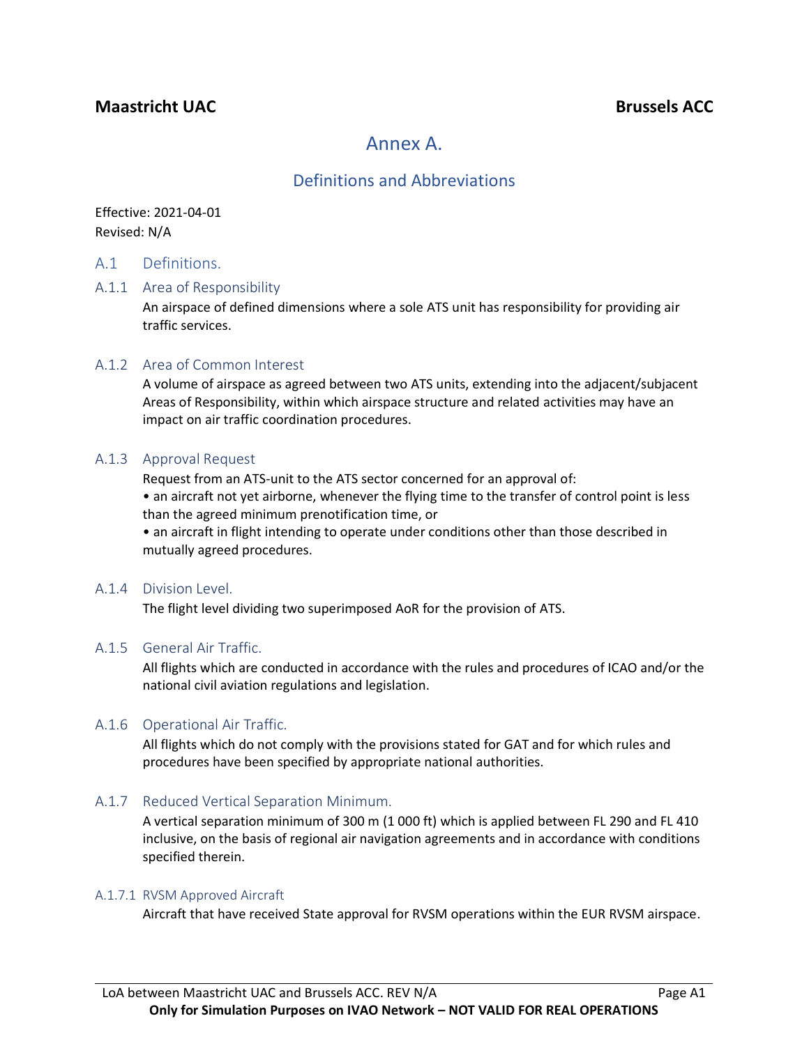# Annex A.

## Definitions and Abbreviations

Effective: 2021-04-01
Revised: N/A

## A.1 Definitions.

### A.1.1 Area of Responsibility

An airspace of defined dimensions where a sole ATS unit has responsibility for providing air traffic services.

### A.1.2 Area of Common Interest

A volume of airspace as agreed between two ATS units, extending into the adjacent/subjacent Areas of Responsibility, within which airspace structure and related activities may have an impact on air traffic coordination procedures.

### A.1.3 Approval Request

Request from an ATS-unit to the ATS sector concerned for an approval of:

- an aircraft not yet airborne, whenever the flying time to the transfer of control point is less than the agreed minimum prenotification time, or
- an aircraft in flight intending to operate under conditions other than those described in mutually agreed procedures.

### A.1.4 Division Level.

The flight level dividing two superimposed AoR for the provision of ATS.

### A.1.5 General Air Traffic.

All flights which are conducted in accordance with the rules and procedures of ICAO and/or the national civil aviation regulations and legislation.

### A.1.6 Operational Air Traffic.

All flights which do not comply with the provisions stated for GAT and for which rules and procedures have been specified by appropriate national authorities.

### A.1.7 Reduced Vertical Separation Minimum.

A vertical separation minimum of 300 m (1 000 ft) which is applied between FL 290 and FL 410 inclusive, on the basis of regional air navigation agreements and in accordance with conditions specified therein.

#### A.1.7.1 RVSM Approved Aircraft

Aircraft that have received State approval for RVSM operations within the EUR RVSM airspace.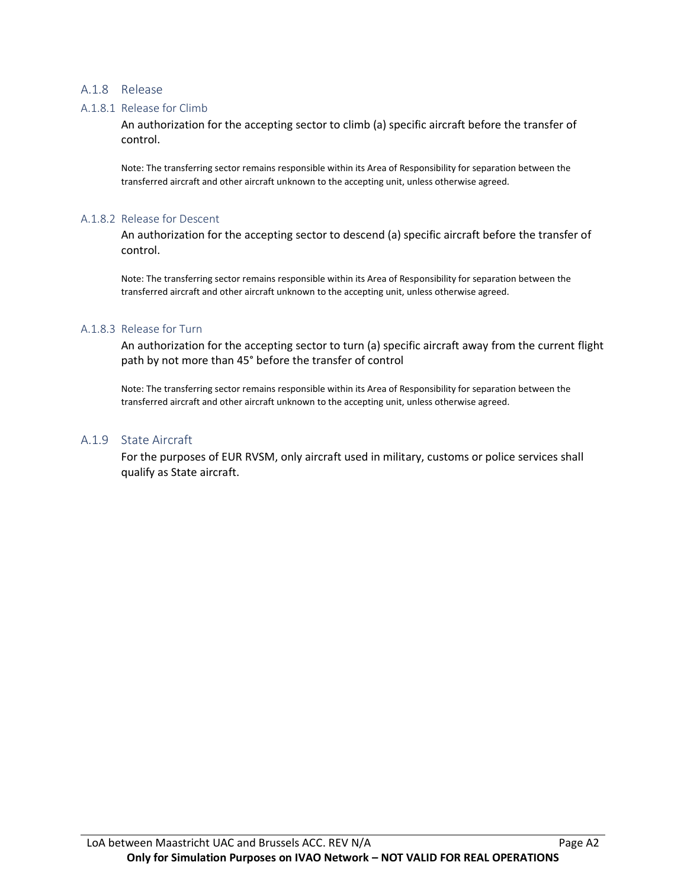## A.1.8 Release

### A.1.8.1 Release for Climb

An authorization for the accepting sector to climb (a) specific aircraft before the transfer of control.

Note: The transferring sector remains responsible within its Area of Responsibility for separation between the transferred aircraft and other aircraft unknown to the accepting unit, unless otherwise agreed.

### A.1.8.2 Release for Descent

An authorization for the accepting sector to descend (a) specific aircraft before the transfer of control.

Note: The transferring sector remains responsible within its Area of Responsibility for separation between the transferred aircraft and other aircraft unknown to the accepting unit, unless otherwise agreed.

### A.1.8.3 Release for Turn

An authorization for the accepting sector to turn (a) specific aircraft away from the current flight path by not more than 45° before the transfer of control

Note: The transferring sector remains responsible within its Area of Responsibility for separation between the transferred aircraft and other aircraft unknown to the accepting unit, unless otherwise agreed.

## A.1.9 State Aircraft

For the purposes of EUR RVSM, only aircraft used in military, customs or police services shall qualify as State aircraft.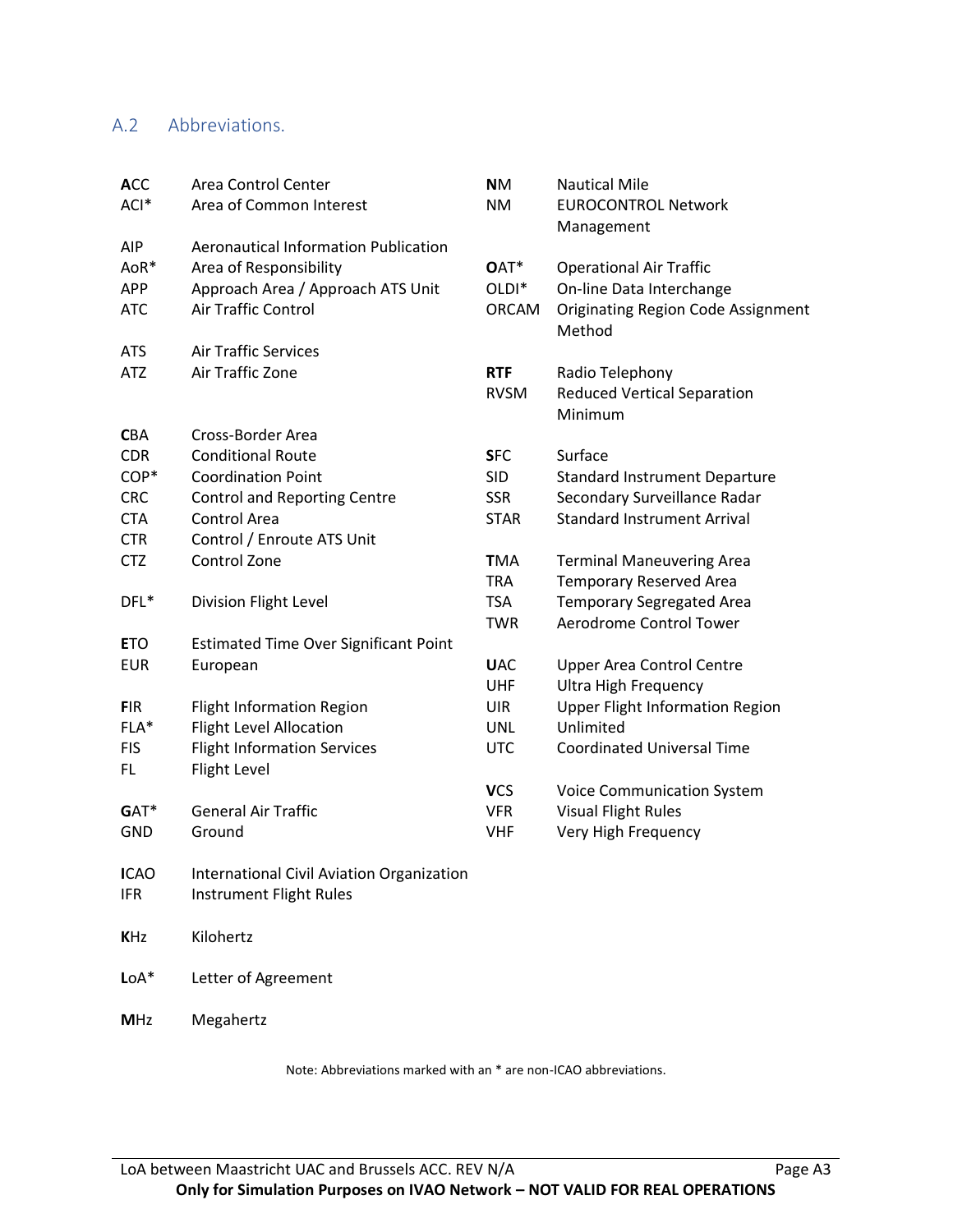## A.2 Abbreviations.

| | |
|---|---|
| **A**CC | Area Control Center |
| ACI* | Area of Common Interest |
| AIP | Aeronautical Information Publication |
| AoR* | Area of Responsibility |
| APP | Approach Area / Approach ATS Unit |
| ATC | Air Traffic Control |
| ATS | Air Traffic Services |
| ATZ | Air Traffic Zone |
| **C**BA | Cross-Border Area |
| CDR | Conditional Route |
| COP* | Coordination Point |
| CRC | Control and Reporting Centre |
| CTA | Control Area |
| CTR | Control / Enroute ATS Unit |
| CTZ | Control Zone |
| DFL* | Division Flight Level |
| **E**TO | Estimated Time Over Significant Point |
| EUR | European |
| **F**IR | Flight Information Region |
| FLA* | Flight Level Allocation |
| FIS | Flight Information Services |
| FL | Flight Level |
| **G**AT* | General Air Traffic |
| GND | Ground |
| **I**CAO | International Civil Aviation Organization |
| IFR | Instrument Flight Rules |
| **K**Hz | Kilohertz |
| **L**oA* | Letter of Agreement |
| **M**Hz | Megahertz |
| **N**M | Nautical Mile |
| NM | EUROCONTROL Network Management |
| **O**AT* | Operational Air Traffic |
| OLDI* | On-line Data Interchange |
| ORCAM | Originating Region Code Assignment Method |
| **RTF** | Radio Telephony |
| RVSM | Reduced Vertical Separation Minimum |
| **S**FC | Surface |
| SID | Standard Instrument Departure |
| SSR | Secondary Surveillance Radar |
| STAR | Standard Instrument Arrival |
| **T**MA | Terminal Maneuvering Area |
| TRA | Temporary Reserved Area |
| TSA | Temporary Segregated Area |
| TWR | Aerodrome Control Tower |
| **U**AC | Upper Area Control Centre |
| UHF | Ultra High Frequency |
| UIR | Upper Flight Information Region |
| UNL | Unlimited |
| UTC | Coordinated Universal Time |
| **V**CS | Voice Communication System |
| VFR | Visual Flight Rules |
| VHF | Very High Frequency |

Note: Abbreviations marked with an * are non-ICAO abbreviations.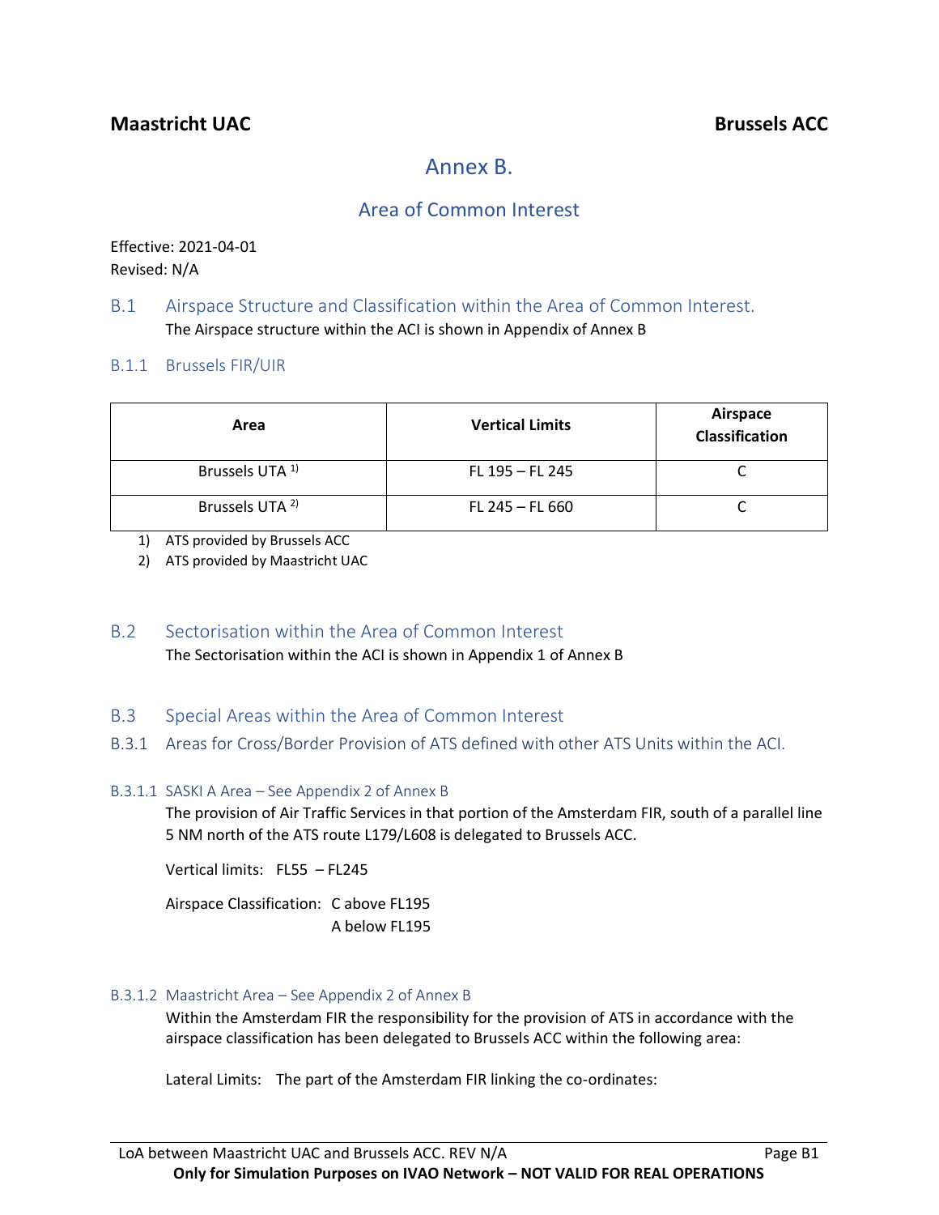**Maastricht UAC** **Brussels ACC**

# Annex B.

## Area of Common Interest

Effective: 2021-04-01
Revised: N/A

## B.1 Airspace Structure and Classification within the Area of Common Interest.

The Airspace structure within the ACI is shown in Appendix of Annex B

### B.1.1 Brussels FIR/UIR

| Area | Vertical Limits | Airspace Classification |
|---|---|---|
| Brussels UTA [1)] | FL 195 – FL 245 | C |
| Brussels UTA [2)] | FL 245 – FL 660 | C |

1) ATS provided by Brussels ACC
2) ATS provided by Maastricht UAC

## B.2 Sectorisation within the Area of Common Interest

The Sectorisation within the ACI is shown in Appendix 1 of Annex B

## B.3 Special Areas within the Area of Common Interest

### B.3.1 Areas for Cross/Border Provision of ATS defined with other ATS Units within the ACI.

#### B.3.1.1 SASKI A Area – See Appendix 2 of Annex B

The provision of Air Traffic Services in that portion of the Amsterdam FIR, south of a parallel line 5 NM north of the ATS route L179/L608 is delegated to Brussels ACC.

Vertical limits: FL55 – FL245

Airspace Classification: C above FL195
A below FL195

#### B.3.1.2 Maastricht Area – See Appendix 2 of Annex B

Within the Amsterdam FIR the responsibility for the provision of ATS in accordance with the airspace classification has been delegated to Brussels ACC within the following area:

Lateral Limits: The part of the Amsterdam FIR linking the co-ordinates: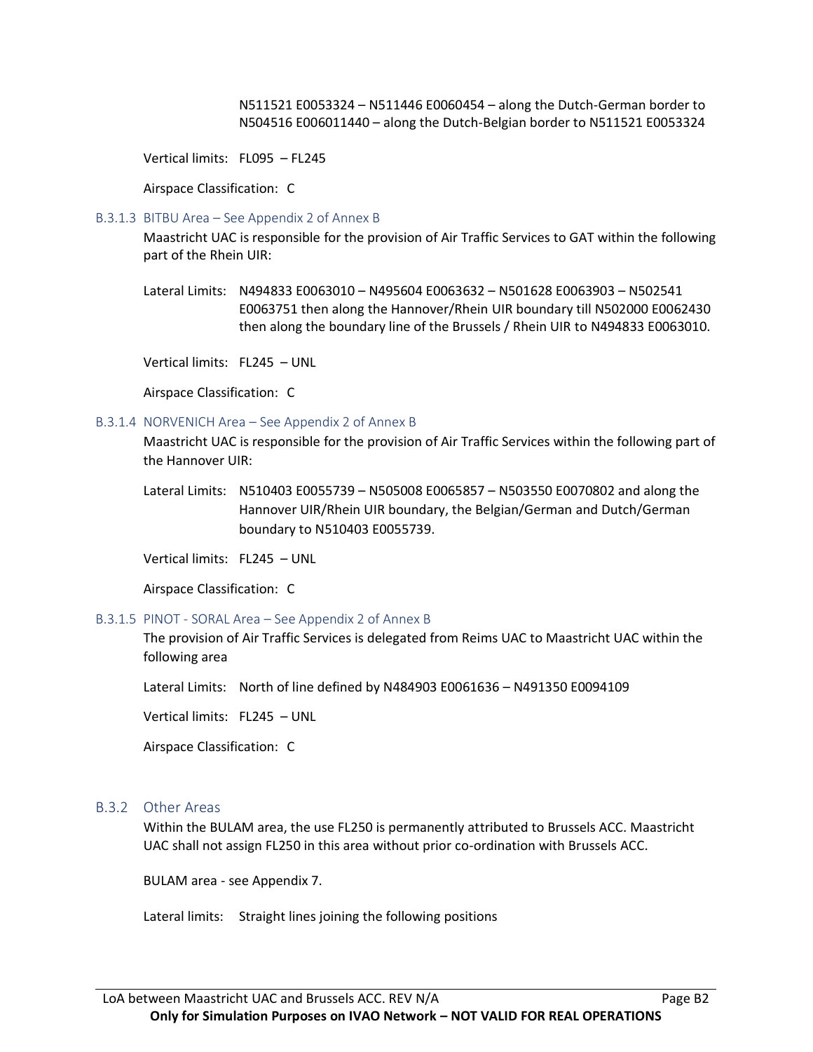N511521 E0053324 – N511446 E0060454 – along the Dutch-German border to N504516 E006011440 – along the Dutch-Belgian border to N511521 E0053324

Vertical limits: FL095 – FL245

Airspace Classification: C

#### B.3.1.3 BITBU Area – See Appendix 2 of Annex B

Maastricht UAC is responsible for the provision of Air Traffic Services to GAT within the following part of the Rhein UIR:

Lateral Limits: N494833 E0063010 – N495604 E0063632 – N501628 E0063903 – N502541 E0063751 then along the Hannover/Rhein UIR boundary till N502000 E0062430 then along the boundary line of the Brussels / Rhein UIR to N494833 E0063010.

Vertical limits: FL245 – UNL

Airspace Classification: C

#### B.3.1.4 NORVENICH Area – See Appendix 2 of Annex B

Maastricht UAC is responsible for the provision of Air Traffic Services within the following part of the Hannover UIR:

Lateral Limits: N510403 E0055739 – N505008 E0065857 – N503550 E0070802 and along the Hannover UIR/Rhein UIR boundary, the Belgian/German and Dutch/German boundary to N510403 E0055739.

Vertical limits: FL245 – UNL

Airspace Classification: C

#### B.3.1.5 PINOT - SORAL Area – See Appendix 2 of Annex B

The provision of Air Traffic Services is delegated from Reims UAC to Maastricht UAC within the following area

Lateral Limits: North of line defined by N484903 E0061636 – N491350 E0094109

Vertical limits: FL245 – UNL

Airspace Classification: C

### B.3.2 Other Areas

Within the BULAM area, the use FL250 is permanently attributed to Brussels ACC. Maastricht UAC shall not assign FL250 in this area without prior co-ordination with Brussels ACC.

BULAM area - see Appendix 7.

Lateral limits: Straight lines joining the following positions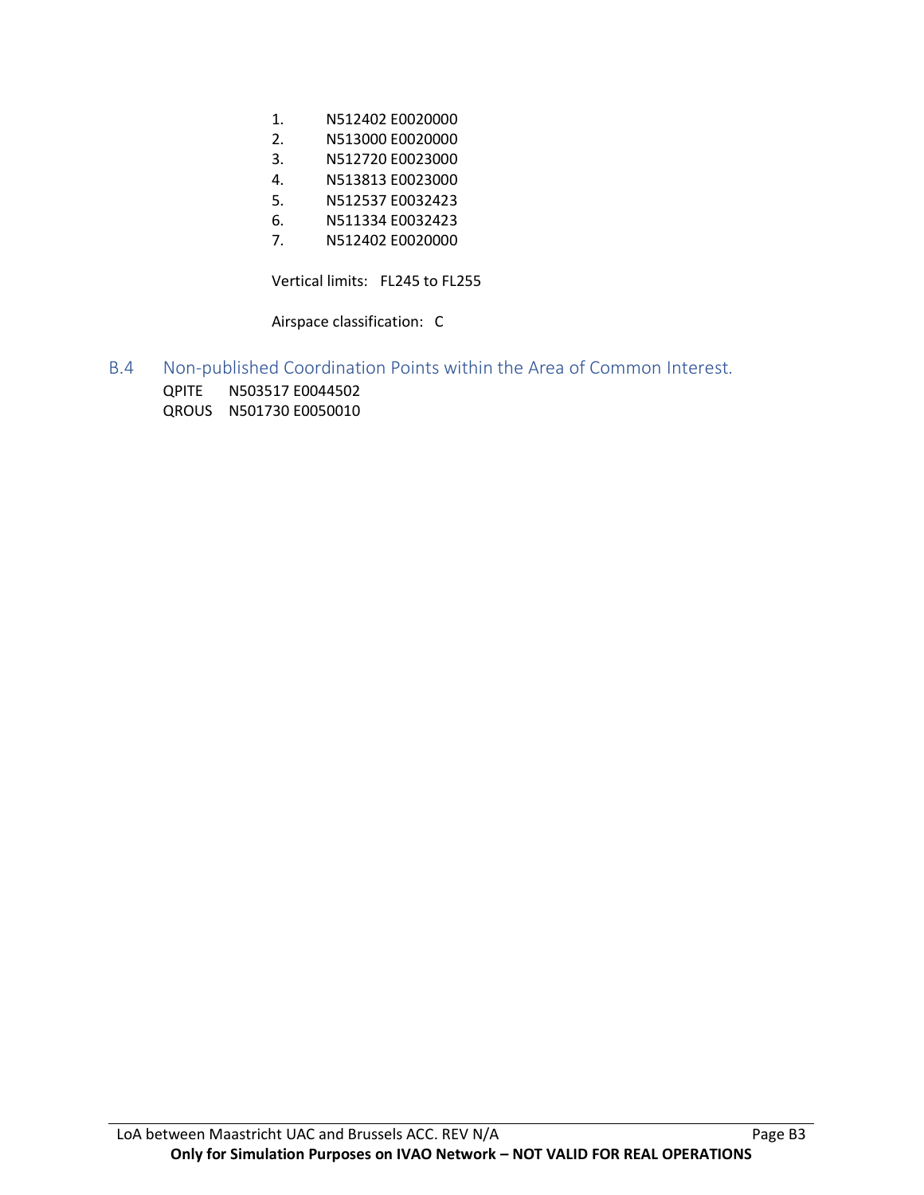1. N512402 E0020000
2. N513000 E0020000
3. N512720 E0023000
4. N513813 E0023000
5. N512537 E0032423
6. N511334 E0032423
7. N512402 E0020000

Vertical limits: FL245 to FL255

Airspace classification: C

## B.4 Non-published Coordination Points within the Area of Common Interest.

QPITE N503517 E0044502
QROUS N501730 E0050010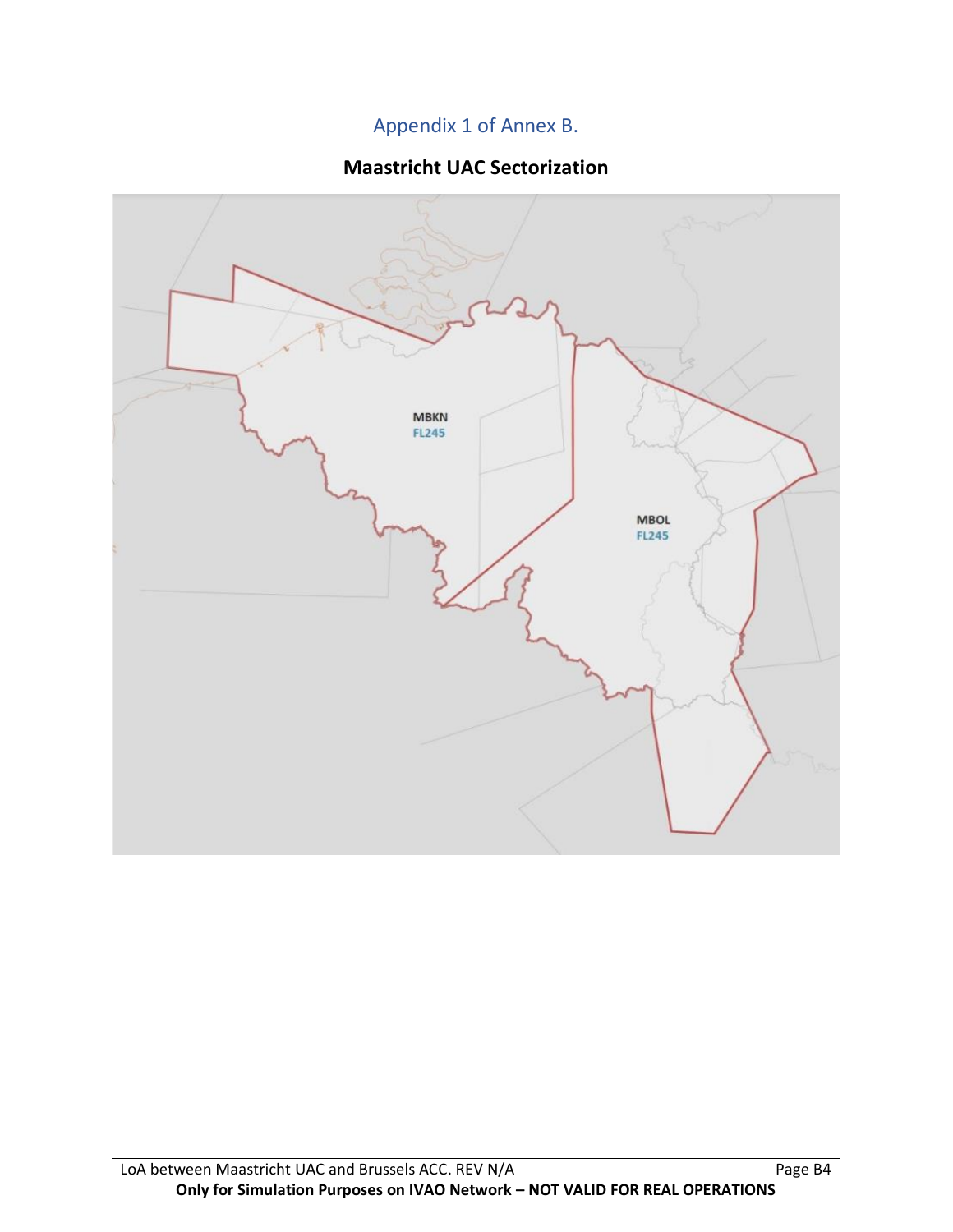## Appendix 1 of Annex B.

**Maastricht UAC Sectorization**

MBKN
FL245

MBOL
FL245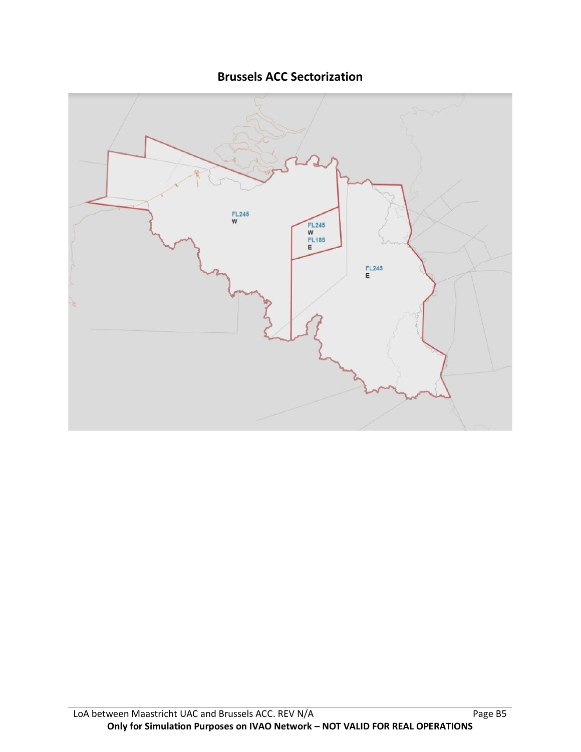## Brussels ACC Sectorization

FL245
W

FL245
W
FL185
E

FL245
E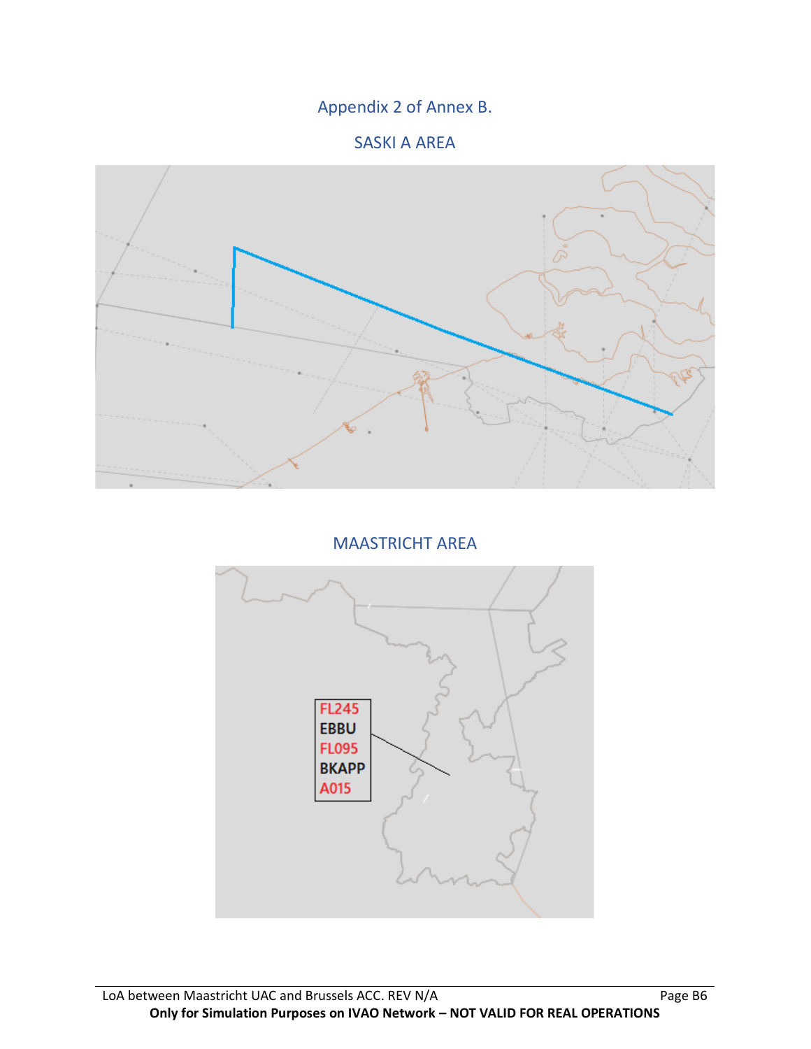## Appendix 2 of Annex B.

### SASKI A AREA

### MAASTRICHT AREA

FL245
EBBU
FL095
BKAPP
A015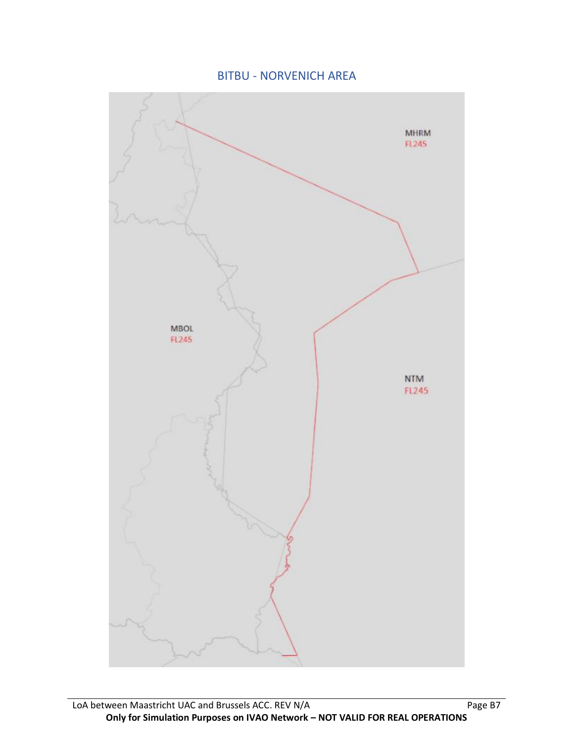## BITBU - NORVENICH AREA

MHRM
FL245

MBOL
FL245

NTM
FL245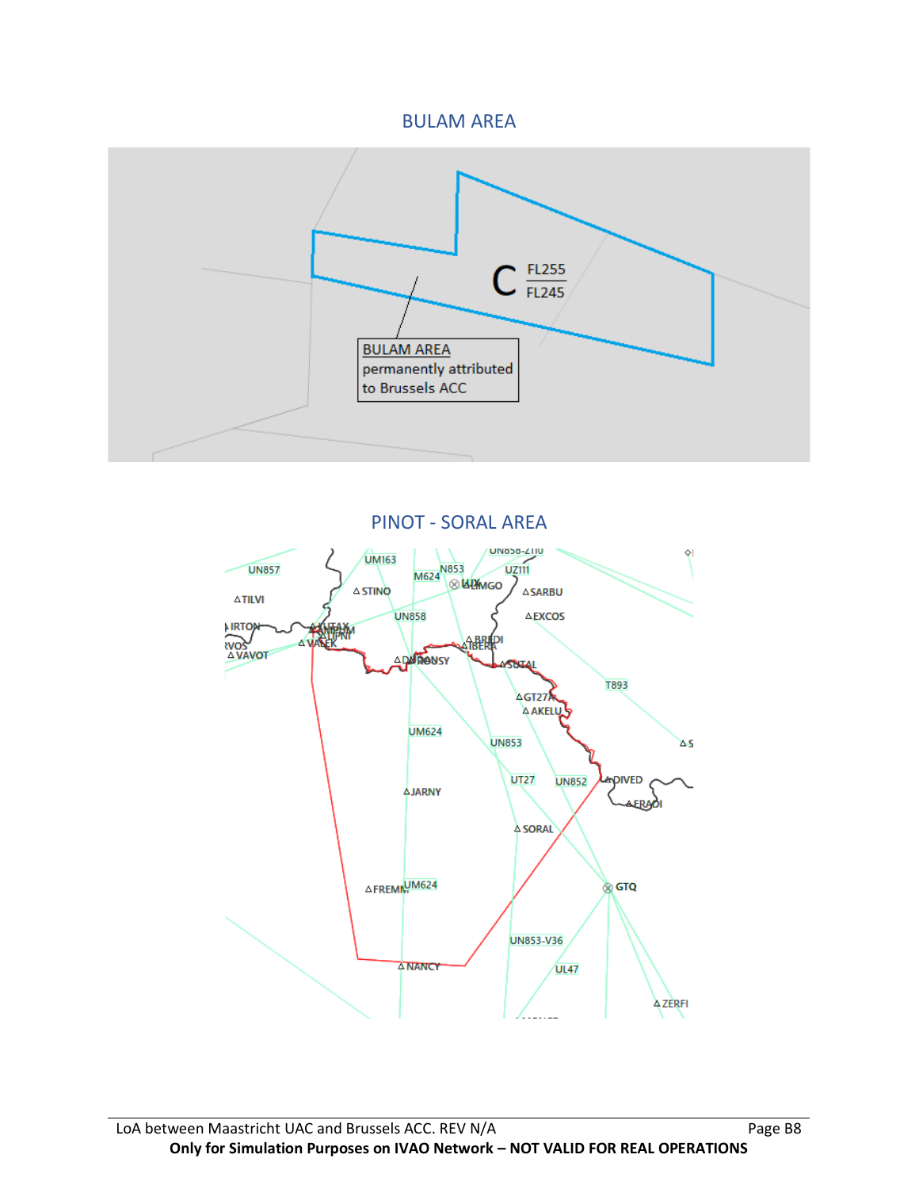## BULAM AREA

C FL255 / FL245

BULAM AREA
permanently attributed to Brussels ACC

## PINOT - SORAL AREA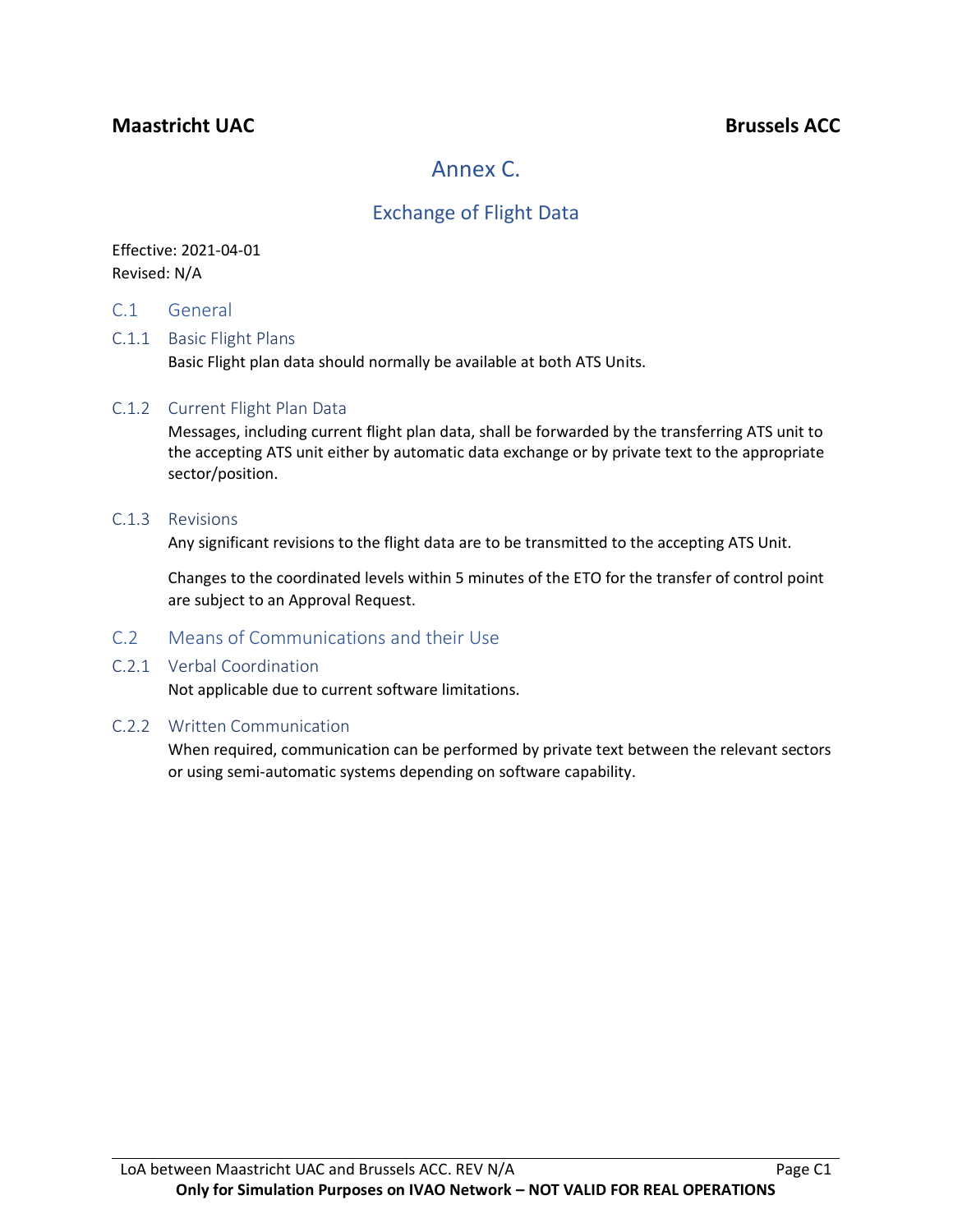# Annex C.

## Exchange of Flight Data

Effective: 2021-04-01
Revised: N/A

## C.1 General

### C.1.1 Basic Flight Plans

Basic Flight plan data should normally be available at both ATS Units.

### C.1.2 Current Flight Plan Data

Messages, including current flight plan data, shall be forwarded by the transferring ATS unit to the accepting ATS unit either by automatic data exchange or by private text to the appropriate sector/position.

### C.1.3 Revisions

Any significant revisions to the flight data are to be transmitted to the accepting ATS Unit.

Changes to the coordinated levels within 5 minutes of the ETO for the transfer of control point are subject to an Approval Request.

## C.2 Means of Communications and their Use

### C.2.1 Verbal Coordination

Not applicable due to current software limitations.

### C.2.2 Written Communication

When required, communication can be performed by private text between the relevant sectors or using semi-automatic systems depending on software capability.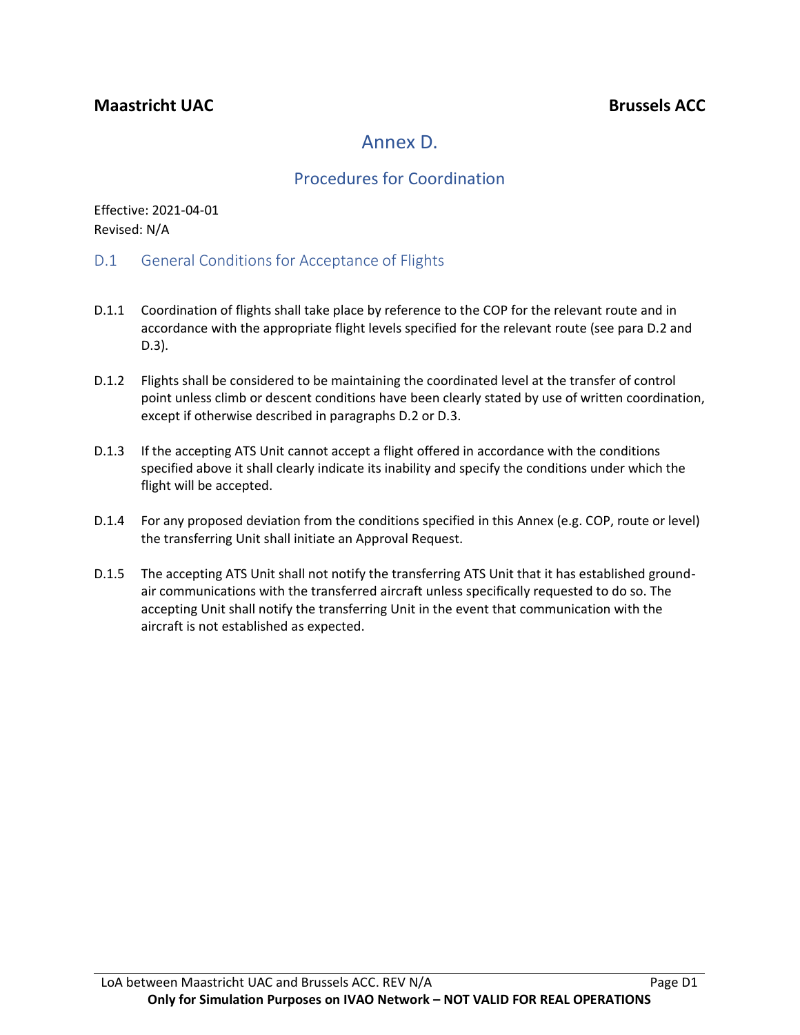**Maastricht UAC** **Brussels ACC**

# Annex D.

## Procedures for Coordination

Effective: 2021-04-01
Revised: N/A

### D.1 General Conditions for Acceptance of Flights

D.1.1 Coordination of flights shall take place by reference to the COP for the relevant route and in accordance with the appropriate flight levels specified for the relevant route (see para D.2 and D.3).

D.1.2 Flights shall be considered to be maintaining the coordinated level at the transfer of control point unless climb or descent conditions have been clearly stated by use of written coordination, except if otherwise described in paragraphs D.2 or D.3.

D.1.3 If the accepting ATS Unit cannot accept a flight offered in accordance with the conditions specified above it shall clearly indicate its inability and specify the conditions under which the flight will be accepted.

D.1.4 For any proposed deviation from the conditions specified in this Annex (e.g. COP, route or level) the transferring Unit shall initiate an Approval Request.

D.1.5 The accepting ATS Unit shall not notify the transferring ATS Unit that it has established ground-air communications with the transferred aircraft unless specifically requested to do so. The accepting Unit shall notify the transferring Unit in the event that communication with the aircraft is not established as expected.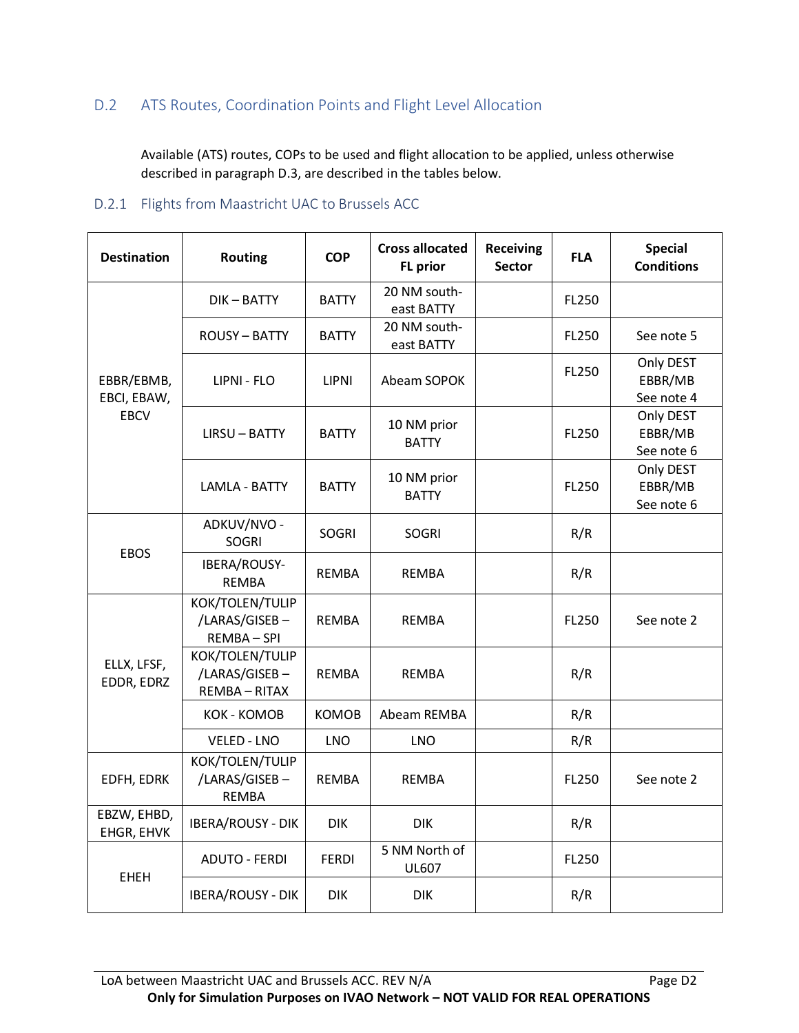## D.2 ATS Routes, Coordination Points and Flight Level Allocation

Available (ATS) routes, COPs to be used and flight allocation to be applied, unless otherwise described in paragraph D.3, are described in the tables below.

### D.2.1 Flights from Maastricht UAC to Brussels ACC

| Destination | Routing | COP | Cross allocated FL prior | Receiving Sector | FLA | Special Conditions |
|---|---|---|---|---|---|---|
| EBBR/EBMB, EBCI, EBAW, EBCV | DIK – BATTY | BATTY | 20 NM south-east BATTY | | FL250 | |
| | ROUSY – BATTY | BATTY | 20 NM south-east BATTY | | FL250 | See note 5 |
| | LIPNI - FLO | LIPNI | Abeam SOPOK | | FL250 | Only DEST EBBR/MB See note 4 |
| | LIRSU – BATTY | BATTY | 10 NM prior BATTY | | FL250 | Only DEST EBBR/MB See note 6 |
| | LAMLA - BATTY | BATTY | 10 NM prior BATTY | | FL250 | Only DEST EBBR/MB See note 6 |
| EBOS | ADKUV/NVO - SOGRI | SOGRI | SOGRI | | R/R | |
| | IBERA/ROUSY-REMBA | REMBA | REMBA | | R/R | |
| ELLX, LFSF, EDDR, EDRZ | KOK/TOLEN/TULIP /LARAS/GISEB – REMBA – SPI | REMBA | REMBA | | FL250 | See note 2 |
| | KOK/TOLEN/TULIP /LARAS/GISEB – REMBA – RITAX | REMBA | REMBA | | R/R | |
| | KOK - KOMOB | KOMOB | Abeam REMBA | | R/R | |
| | VELED - LNO | LNO | LNO | | R/R | |
| EDFH, EDRK | KOK/TOLEN/TULIP /LARAS/GISEB – REMBA | REMBA | REMBA | | FL250 | See note 2 |
| EBZW, EHBD, EHGR, EHVK | IBERA/ROUSY - DIK | DIK | DIK | | R/R | |
| EHEH | ADUTO - FERDI | FERDI | 5 NM North of UL607 | | FL250 | |
| | IBERA/ROUSY - DIK | DIK | DIK | | R/R | |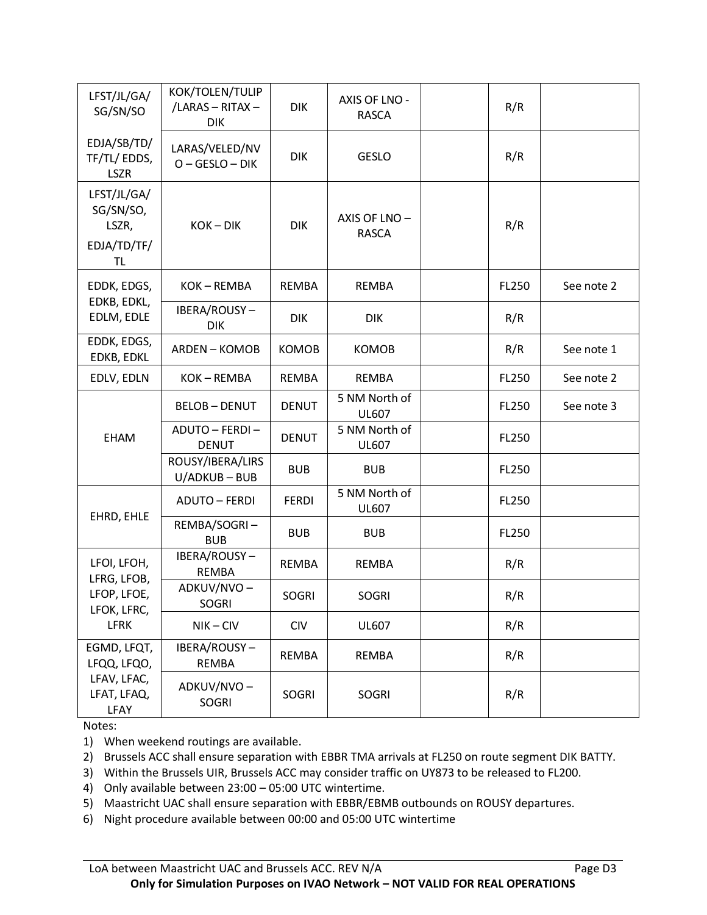| LFST/JL/GA/SG/SN/SO EDJA/SB/TD/TF/TL/ EDDS, LSZR | KOK/TOLEN/TULIP/LARAS – RITAX – DIK | DIK | AXIS OF LNO - RASCA | | R/R | |
|---|---|---|---|---|---|---|
| | LARAS/VELED/NVO – GESLO – DIK | DIK | GESLO | | R/R | |
| LFST/JL/GA/SG/SN/SO, LSZR, EDJA/TD/TF/TL | KOK – DIK | DIK | AXIS OF LNO – RASCA | | R/R | |
| EDDK, EDGS, EDKB, EDKL, EDLM, EDLE | KOK – REMBA | REMBA | REMBA | | FL250 | See note 2 |
| | IBERA/ROUSY – DIK | DIK | DIK | | R/R | |
| EDDK, EDGS, EDKB, EDKL | ARDEN – KOMOB | KOMOB | KOMOB | | R/R | See note 1 |
| EDLV, EDLN | KOK – REMBA | REMBA | REMBA | | FL250 | See note 2 |
| EHAM | BELOB – DENUT | DENUT | 5 NM North of UL607 | | FL250 | See note 3 |
| | ADUTO – FERDI – DENUT | DENUT | 5 NM North of UL607 | | FL250 | |
| | ROUSY/IBERA/LIRSU/ADKUB – BUB | BUB | BUB | | FL250 | |
| EHRD, EHLE | ADUTO – FERDI | FERDI | 5 NM North of UL607 | | FL250 | |
| | REMBA/SOGRI – BUB | BUB | BUB | | FL250 | |
| LFOI, LFOH, LFRG, LFOB, LFOP, LFOE, LFOK, LFRC, LFRK | IBERA/ROUSY – REMBA | REMBA | REMBA | | R/R | |
| | ADKUV/NVO – SOGRI | SOGRI | SOGRI | | R/R | |
| | NIK – CIV | CIV | UL607 | | R/R | |
| EGMD, LFQT, LFQQ, LFQO, LFAV, LFAC, LFAT, LFAQ, LFAY | IBERA/ROUSY – REMBA | REMBA | REMBA | | R/R | |
| | ADKUV/NVO – SOGRI | SOGRI | SOGRI | | R/R | |

Notes:

1) When weekend routings are available.
2) Brussels ACC shall ensure separation with EBBR TMA arrivals at FL250 on route segment DIK BATTY.
3) Within the Brussels UIR, Brussels ACC may consider traffic on UY873 to be released to FL200.
4) Only available between 23:00 – 05:00 UTC wintertime.
5) Maastricht UAC shall ensure separation with EBBR/EBMB outbounds on ROUSY departures.
6) Night procedure available between 00:00 and 05:00 UTC wintertime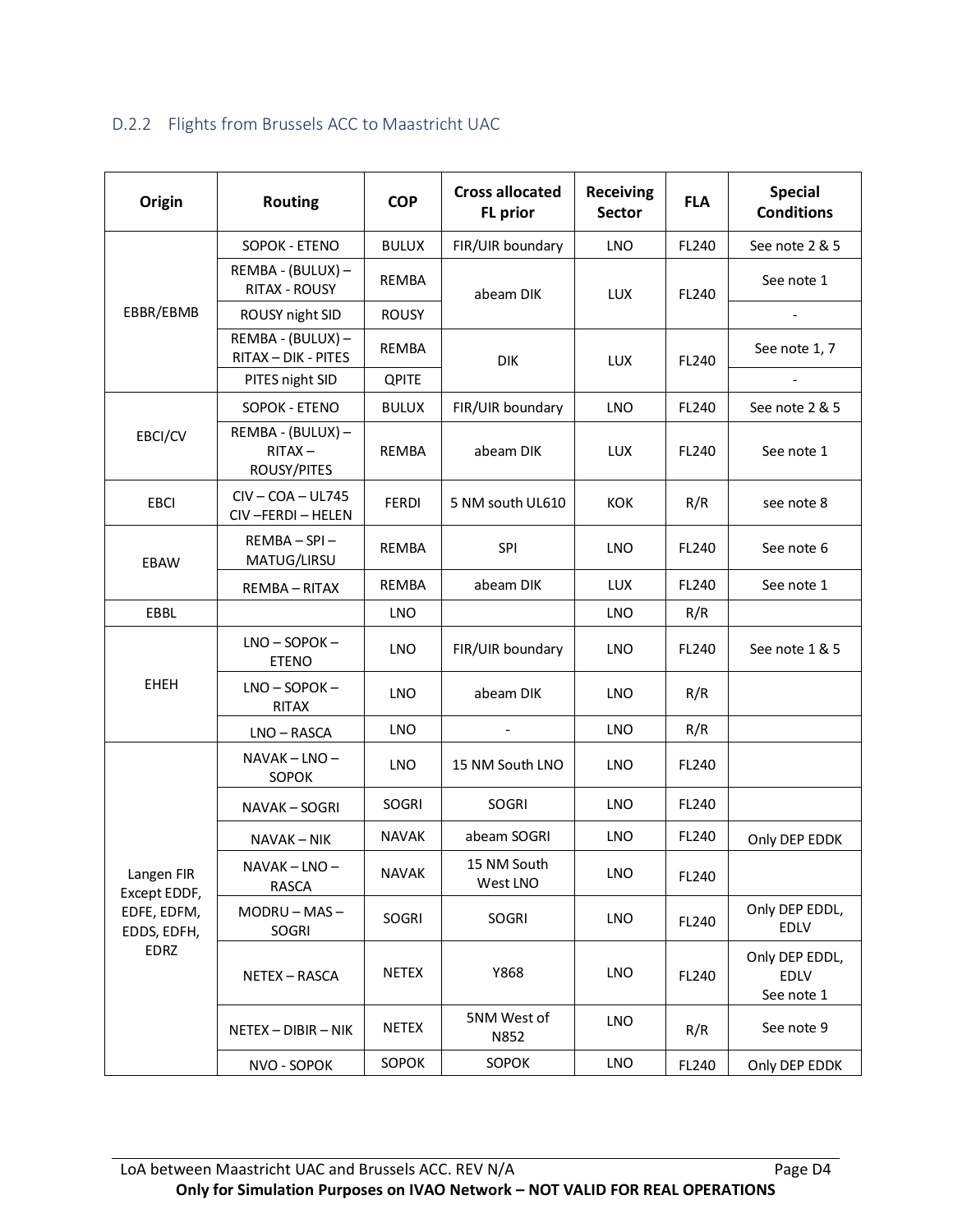### D.2.2 Flights from Brussels ACC to Maastricht UAC

| Origin | Routing | COP | Cross allocated FL prior | Receiving Sector | FLA | Special Conditions |
|---|---|---|---|---|---|---|
| EBBR/EBMB | SOPOK - ETENO | BULUX | FIR/UIR boundary | LNO | FL240 | See note 2 & 5 |
| | REMBA - (BULUX) – RITAX - ROUSY | REMBA | abeam DIK | LUX | FL240 | See note 1 |
| | ROUSY night SID | ROUSY | | | | - |
| | REMBA - (BULUX) – RITAX – DIK - PITES | REMBA | DIK | LUX | FL240 | See note 1, 7 |
| | PITES night SID | QPITE | | | | - |
| EBCI/CV | SOPOK - ETENO | BULUX | FIR/UIR boundary | LNO | FL240 | See note 2 & 5 |
| | REMBA - (BULUX) – RITAX – ROUSY/PITES | REMBA | abeam DIK | LUX | FL240 | See note 1 |
| EBCI | CIV – COA – UL745 CIV –FERDI – HELEN | FERDI | 5 NM south UL610 | KOK | R/R | see note 8 |
| EBAW | REMBA – SPI – MATUG/LIRSU | REMBA | SPI | LNO | FL240 | See note 6 |
| | REMBA – RITAX | REMBA | abeam DIK | LUX | FL240 | See note 1 |
| EBBL | | LNO | | LNO | R/R | |
| EHEH | LNO – SOPOK – ETENO | LNO | FIR/UIR boundary | LNO | FL240 | See note 1 & 5 |
| | LNO – SOPOK – RITAX | LNO | abeam DIK | LNO | R/R | |
| | LNO – RASCA | LNO | - | LNO | R/R | |
| Langen FIR Except EDDF, EDFE, EDFM, EDDS, EDFH, EDRZ | NAVAK – LNO – SOPOK | LNO | 15 NM South LNO | LNO | FL240 | |
| | NAVAK – SOGRI | SOGRI | SOGRI | LNO | FL240 | |
| | NAVAK – NIK | NAVAK | abeam SOGRI | LNO | FL240 | Only DEP EDDK |
| | NAVAK – LNO – RASCA | NAVAK | 15 NM South West LNO | LNO | FL240 | |
| | MODRU – MAS – SOGRI | SOGRI | SOGRI | LNO | FL240 | Only DEP EDDL, EDLV |
| | NETEX – RASCA | NETEX | Y868 | LNO | FL240 | Only DEP EDDL, EDLV See note 1 |
| | NETEX – DIBIR – NIK | NETEX | 5NM West of N852 | LNO | R/R | See note 9 |
| | NVO - SOPOK | SOPOK | SOPOK | LNO | FL240 | Only DEP EDDK |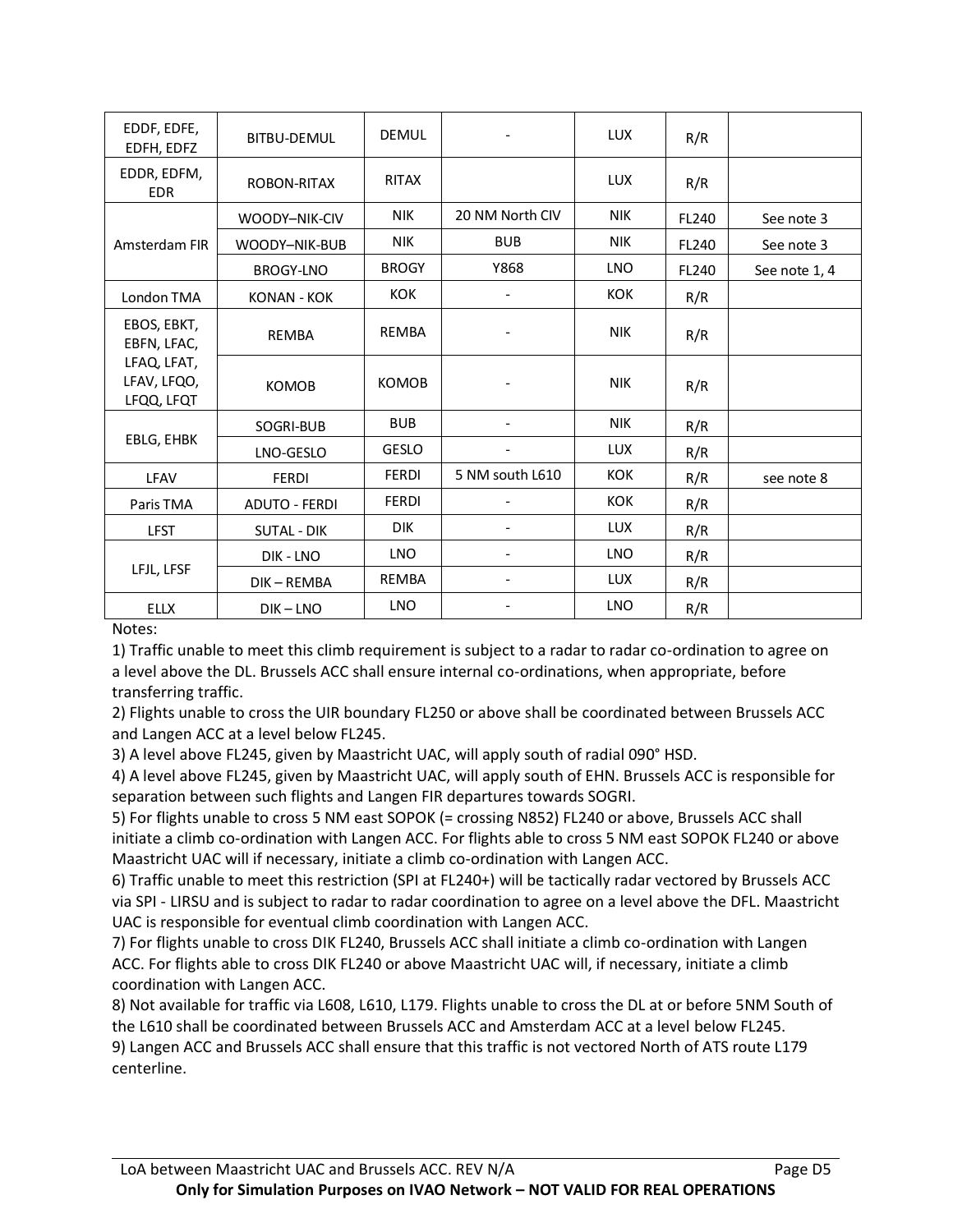| | | | | | | |
|---|---|---|---|---|---|---|
| EDDF, EDFE, EDFH, EDFZ | BITBU-DEMUL | DEMUL | - | LUX | R/R | |
| EDDR, EDFM, EDR | ROBON-RITAX | RITAX | | LUX | R/R | |
| Amsterdam FIR | WOODY–NIK-CIV | NIK | 20 NM North CIV | NIK | FL240 | See note 3 |
| | WOODY–NIK-BUB | NIK | BUB | NIK | FL240 | See note 3 |
| | BROGY-LNO | BROGY | Y868 | LNO | FL240 | See note 1, 4 |
| London TMA | KONAN - KOK | KOK | - | KOK | R/R | |
| EBOS, EBKT, EBFN, LFAC, LFAQ, LFAT, LFAV, LFQO, LFQQ, LFQT | REMBA | REMBA | - | NIK | R/R | |
| | KOMOB | KOMOB | - | NIK | R/R | |
| EBLG, EHBK | SOGRI-BUB | BUB | - | NIK | R/R | |
| | LNO-GESLO | GESLO | - | LUX | R/R | |
| LFAV | FERDI | FERDI | 5 NM south L610 | KOK | R/R | see note 8 |
| Paris TMA | ADUTO - FERDI | FERDI | - | KOK | R/R | |
| LFST | SUTAL - DIK | DIK | - | LUX | R/R | |
| LFJL, LFSF | DIK - LNO | LNO | - | LNO | R/R | |
| | DIK – REMBA | REMBA | - | LUX | R/R | |
| ELLX | DIK – LNO | LNO | - | LNO | R/R | |

Notes:

1) Traffic unable to meet this climb requirement is subject to a radar to radar co-ordination to agree on a level above the DL. Brussels ACC shall ensure internal co-ordinations, when appropriate, before transferring traffic.

2) Flights unable to cross the UIR boundary FL250 or above shall be coordinated between Brussels ACC and Langen ACC at a level below FL245.

3) A level above FL245, given by Maastricht UAC, will apply south of radial 090° HSD.

4) A level above FL245, given by Maastricht UAC, will apply south of EHN. Brussels ACC is responsible for separation between such flights and Langen FIR departures towards SOGRI.

5) For flights unable to cross 5 NM east SOPOK (= crossing N852) FL240 or above, Brussels ACC shall initiate a climb co-ordination with Langen ACC. For flights able to cross 5 NM east SOPOK FL240 or above Maastricht UAC will if necessary, initiate a climb co-ordination with Langen ACC.

6) Traffic unable to meet this restriction (SPI at FL240+) will be tactically radar vectored by Brussels ACC via SPI - LIRSU and is subject to radar to radar coordination to agree on a level above the DFL. Maastricht UAC is responsible for eventual climb coordination with Langen ACC.

7) For flights unable to cross DIK FL240, Brussels ACC shall initiate a climb co-ordination with Langen ACC. For flights able to cross DIK FL240 or above Maastricht UAC will, if necessary, initiate a climb coordination with Langen ACC.

8) Not available for traffic via L608, L610, L179. Flights unable to cross the DL at or before 5NM South of the L610 shall be coordinated between Brussels ACC and Amsterdam ACC at a level below FL245.

9) Langen ACC and Brussels ACC shall ensure that this traffic is not vectored North of ATS route L179 centerline.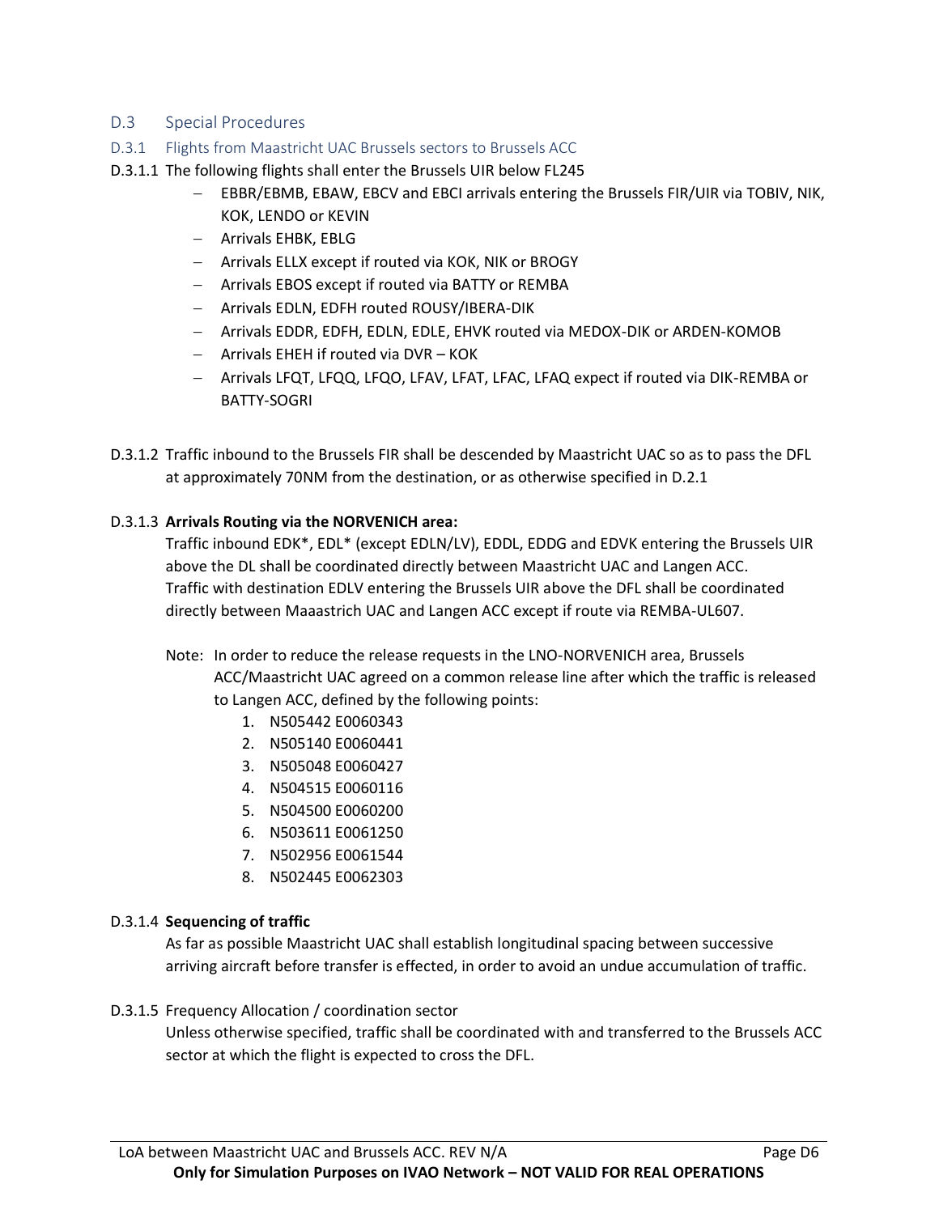## D.3 Special Procedures

### D.3.1 Flights from Maastricht UAC Brussels sectors to Brussels ACC

D.3.1.1 The following flights shall enter the Brussels UIR below FL245

- EBBR/EBMB, EBAW, EBCV and EBCI arrivals entering the Brussels FIR/UIR via TOBIV, NIK, KOK, LENDO or KEVIN
- Arrivals EHBK, EBLG
- Arrivals ELLX except if routed via KOK, NIK or BROGY
- Arrivals EBOS except if routed via BATTY or REMBA
- Arrivals EDLN, EDFH routed ROUSY/IBERA-DIK
- Arrivals EDDR, EDFH, EDLN, EDLE, EHVK routed via MEDOX-DIK or ARDEN-KOMOB
- Arrivals EHEH if routed via DVR – KOK
- Arrivals LFQT, LFQQ, LFQO, LFAV, LFAT, LFAC, LFAQ expect if routed via DIK-REMBA or BATTY-SOGRI

D.3.1.2 Traffic inbound to the Brussels FIR shall be descended by Maastricht UAC so as to pass the DFL at approximately 70NM from the destination, or as otherwise specified in D.2.1

D.3.1.3 **Arrivals Routing via the NORVENICH area:**

Traffic inbound EDK*, EDL* (except EDLN/LV), EDDL, EDDG and EDVK entering the Brussels UIR above the DL shall be coordinated directly between Maastricht UAC and Langen ACC.
Traffic with destination EDLV entering the Brussels UIR above the DFL shall be coordinated directly between Maaastrich UAC and Langen ACC except if route via REMBA-UL607.

Note: In order to reduce the release requests in the LNO-NORVENICH area, Brussels ACC/Maastricht UAC agreed on a common release line after which the traffic is released to Langen ACC, defined by the following points:

1. N505442 E0060343
2. N505140 E0060441
3. N505048 E0060427
4. N504515 E0060116
5. N504500 E0060200
6. N503611 E0061250
7. N502956 E0061544
8. N502445 E0062303

D.3.1.4 **Sequencing of traffic**

As far as possible Maastricht UAC shall establish longitudinal spacing between successive arriving aircraft before transfer is effected, in order to avoid an undue accumulation of traffic.

D.3.1.5 Frequency Allocation / coordination sector

Unless otherwise specified, traffic shall be coordinated with and transferred to the Brussels ACC sector at which the flight is expected to cross the DFL.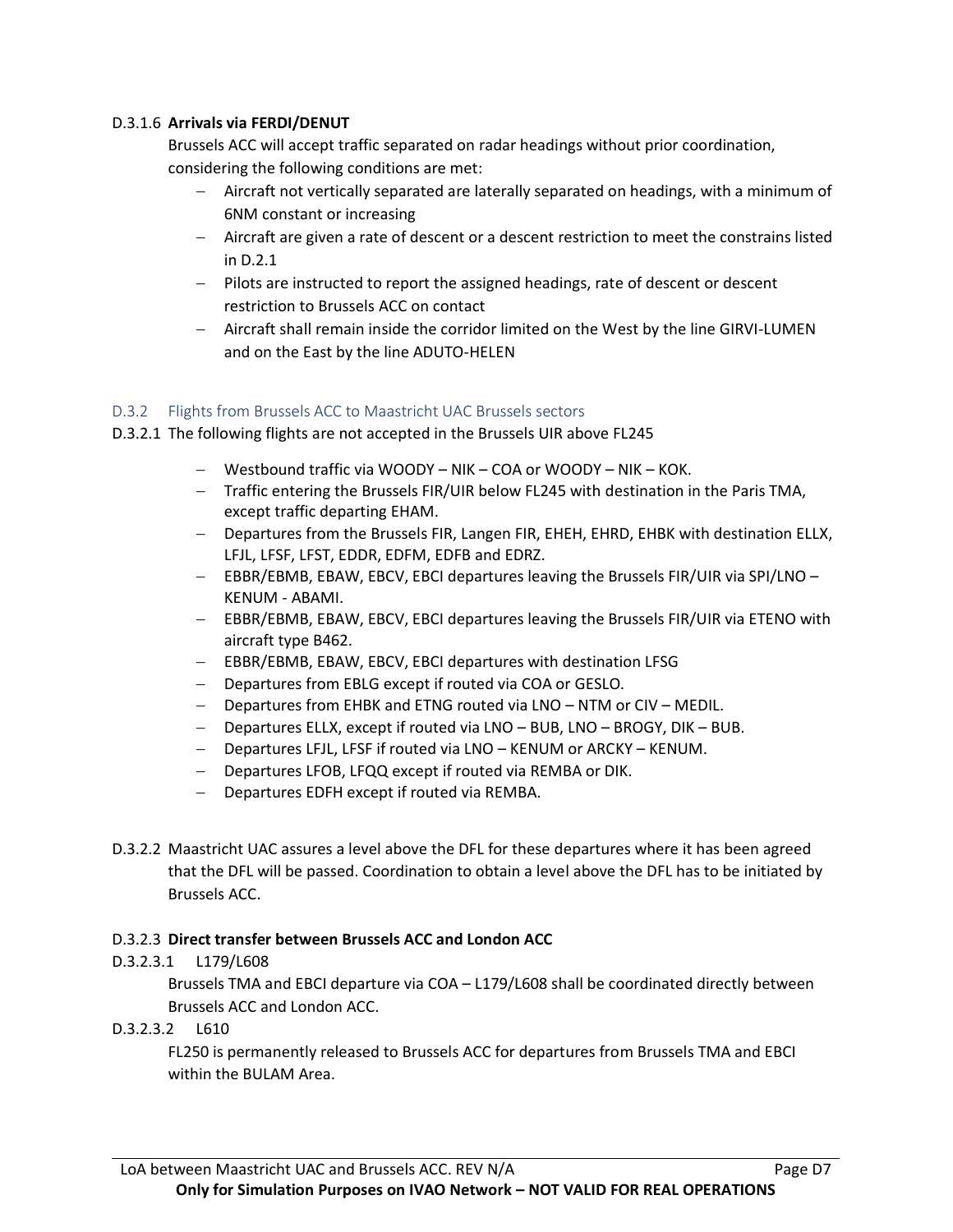#### D.3.1.6 **Arrivals via FERDI/DENUT**

Brussels ACC will accept traffic separated on radar headings without prior coordination, considering the following conditions are met:

- Aircraft not vertically separated are laterally separated on headings, with a minimum of 6NM constant or increasing
- Aircraft are given a rate of descent or a descent restriction to meet the constrains listed in D.2.1
- Pilots are instructed to report the assigned headings, rate of descent or descent restriction to Brussels ACC on contact
- Aircraft shall remain inside the corridor limited on the West by the line GIRVI-LUMEN and on the East by the line ADUTO-HELEN

### D.3.2 Flights from Brussels ACC to Maastricht UAC Brussels sectors

D.3.2.1 The following flights are not accepted in the Brussels UIR above FL245

- Westbound traffic via WOODY – NIK – COA or WOODY – NIK – KOK.
- Traffic entering the Brussels FIR/UIR below FL245 with destination in the Paris TMA, except traffic departing EHAM.
- Departures from the Brussels FIR, Langen FIR, EHEH, EHRD, EHBK with destination ELLX, LFJL, LFSF, LFST, EDDR, EDFM, EDFB and EDRZ.
- EBBR/EBMB, EBAW, EBCV, EBCI departures leaving the Brussels FIR/UIR via SPI/LNO – KENUM - ABAMI.
- EBBR/EBMB, EBAW, EBCV, EBCI departures leaving the Brussels FIR/UIR via ETENO with aircraft type B462.
- EBBR/EBMB, EBAW, EBCV, EBCI departures with destination LFSG
- Departures from EBLG except if routed via COA or GESLO.
- Departures from EHBK and ETNG routed via LNO – NTM or CIV – MEDIL.
- Departures ELLX, except if routed via LNO – BUB, LNO – BROGY, DIK – BUB.
- Departures LFJL, LFSF if routed via LNO – KENUM or ARCKY – KENUM.
- Departures LFOB, LFQQ except if routed via REMBA or DIK.
- Departures EDFH except if routed via REMBA.

D.3.2.2 Maastricht UAC assures a level above the DFL for these departures where it has been agreed that the DFL will be passed. Coordination to obtain a level above the DFL has to be initiated by Brussels ACC.

#### D.3.2.3 **Direct transfer between Brussels ACC and London ACC**

D.3.2.3.1 L179/L608

Brussels TMA and EBCI departure via COA – L179/L608 shall be coordinated directly between Brussels ACC and London ACC.

D.3.2.3.2 L610

FL250 is permanently released to Brussels ACC for departures from Brussels TMA and EBCI within the BULAM Area.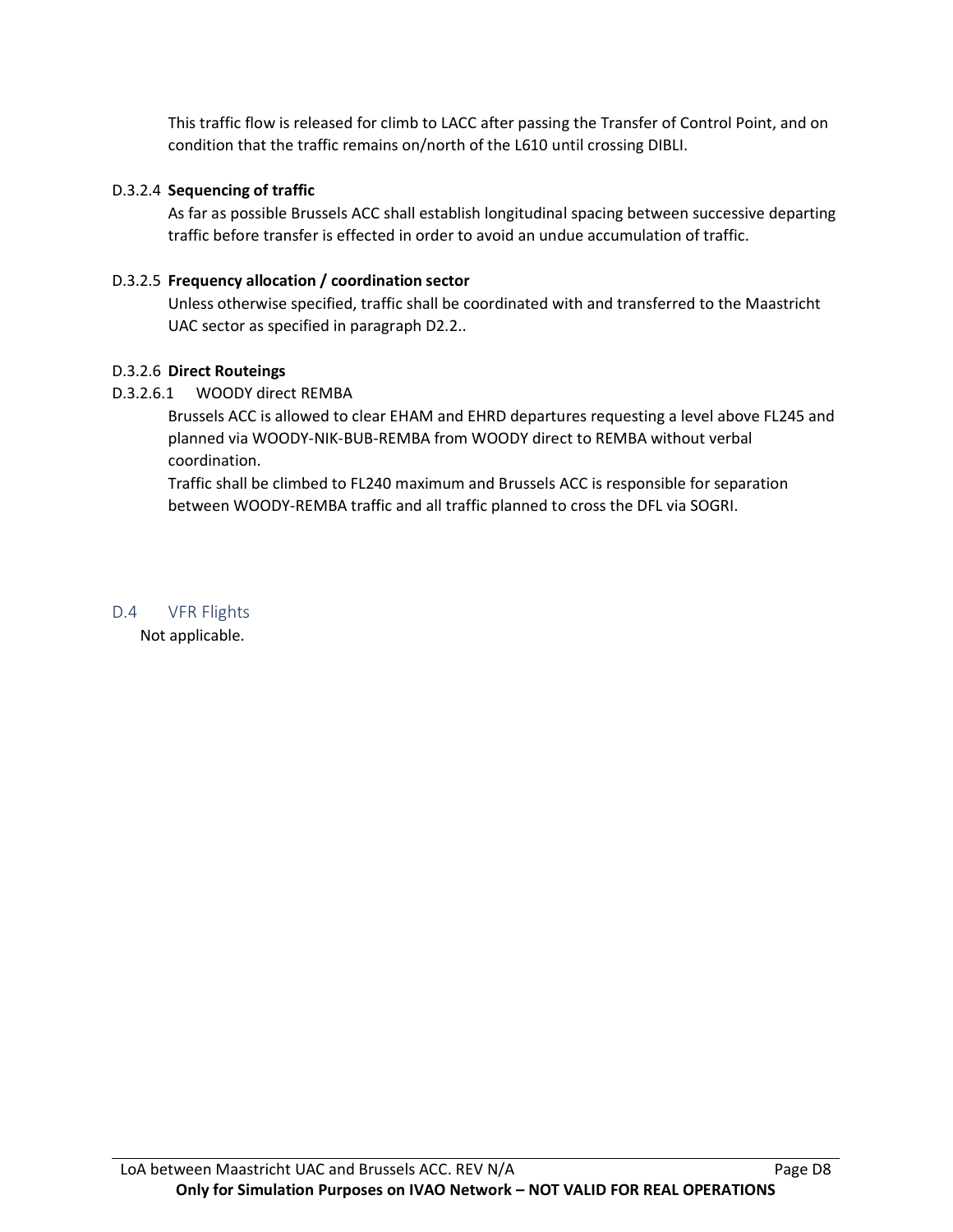This traffic flow is released for climb to LACC after passing the Transfer of Control Point, and on condition that the traffic remains on/north of the L610 until crossing DIBLI.

D.3.2.4 **Sequencing of traffic**

As far as possible Brussels ACC shall establish longitudinal spacing between successive departing traffic before transfer is effected in order to avoid an undue accumulation of traffic.

D.3.2.5 **Frequency allocation / coordination sector**

Unless otherwise specified, traffic shall be coordinated with and transferred to the Maastricht UAC sector as specified in paragraph D2.2..

D.3.2.6 **Direct Routeings**

D.3.2.6.1 WOODY direct REMBA

Brussels ACC is allowed to clear EHAM and EHRD departures requesting a level above FL245 and planned via WOODY-NIK-BUB-REMBA from WOODY direct to REMBA without verbal coordination.

Traffic shall be climbed to FL240 maximum and Brussels ACC is responsible for separation between WOODY-REMBA traffic and all traffic planned to cross the DFL via SOGRI.

## D.4 VFR Flights

Not applicable.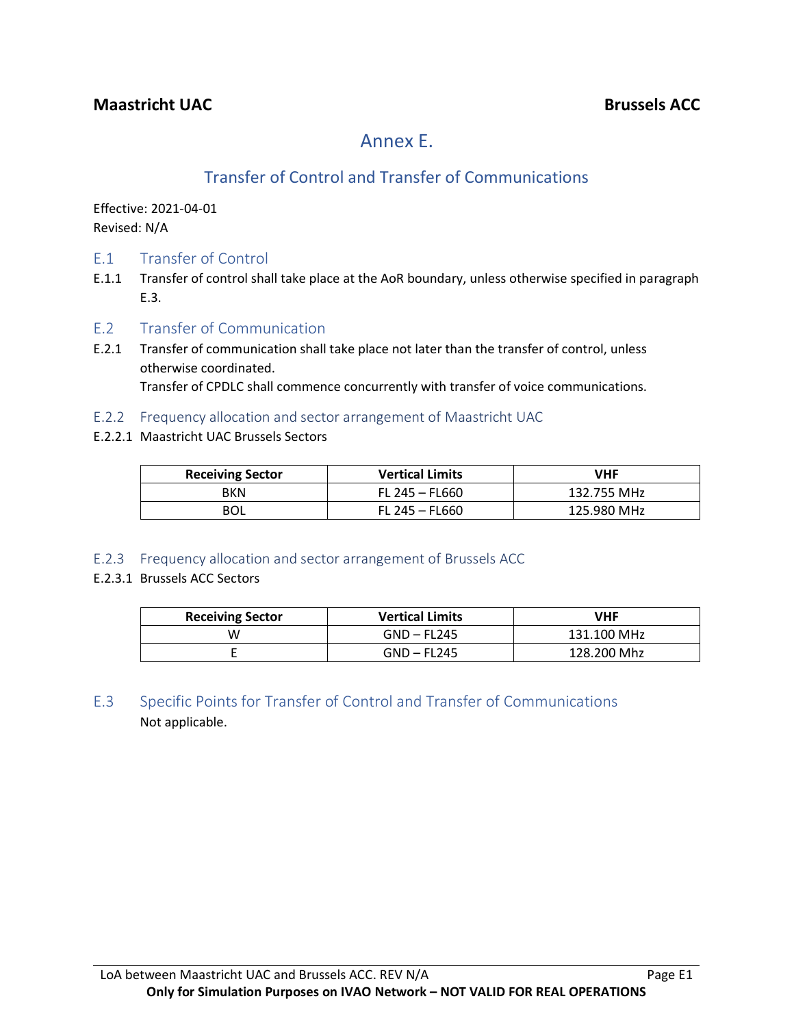# Annex E.

## Transfer of Control and Transfer of Communications

Effective: 2021-04-01
Revised: N/A

### E.1 Transfer of Control

E.1.1 Transfer of control shall take place at the AoR boundary, unless otherwise specified in paragraph E.3.

### E.2 Transfer of Communication

E.2.1 Transfer of communication shall take place not later than the transfer of control, unless otherwise coordinated.
Transfer of CPDLC shall commence concurrently with transfer of voice communications.

#### E.2.2 Frequency allocation and sector arrangement of Maastricht UAC

E.2.2.1 Maastricht UAC Brussels Sectors

| Receiving Sector | Vertical Limits | VHF |
|---|---|---|
| BKN | FL 245 – FL660 | 132.755 MHz |
| BOL | FL 245 – FL660 | 125.980 MHz |

#### E.2.3 Frequency allocation and sector arrangement of Brussels ACC

E.2.3.1 Brussels ACC Sectors

| Receiving Sector | Vertical Limits | VHF |
|---|---|---|
| W | GND – FL245 | 131.100 MHz |
| E | GND – FL245 | 128.200 Mhz |

### E.3 Specific Points for Transfer of Control and Transfer of Communications

Not applicable.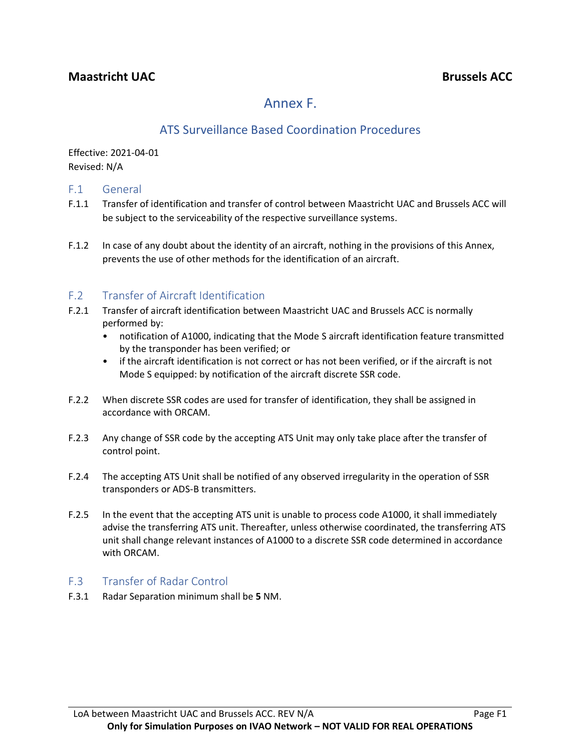Maastricht UAC | Brussels ACC

# Annex F.

## ATS Surveillance Based Coordination Procedures

Effective: 2021-04-01
Revised: N/A

### F.1 General

F.1.1 Transfer of identification and transfer of control between Maastricht UAC and Brussels ACC will be subject to the serviceability of the respective surveillance systems.

F.1.2 In case of any doubt about the identity of an aircraft, nothing in the provisions of this Annex, prevents the use of other methods for the identification of an aircraft.

### F.2 Transfer of Aircraft Identification

F.2.1 Transfer of aircraft identification between Maastricht UAC and Brussels ACC is normally performed by:

- notification of A1000, indicating that the Mode S aircraft identification feature transmitted by the transponder has been verified; or
- if the aircraft identification is not correct or has not been verified, or if the aircraft is not Mode S equipped: by notification of the aircraft discrete SSR code.

F.2.2 When discrete SSR codes are used for transfer of identification, they shall be assigned in accordance with ORCAM.

F.2.3 Any change of SSR code by the accepting ATS Unit may only take place after the transfer of control point.

F.2.4 The accepting ATS Unit shall be notified of any observed irregularity in the operation of SSR transponders or ADS-B transmitters.

F.2.5 In the event that the accepting ATS unit is unable to process code A1000, it shall immediately advise the transferring ATS unit. Thereafter, unless otherwise coordinated, the transferring ATS unit shall change relevant instances of A1000 to a discrete SSR code determined in accordance with ORCAM.

### F.3 Transfer of Radar Control

F.3.1 Radar Separation minimum shall be **5** NM.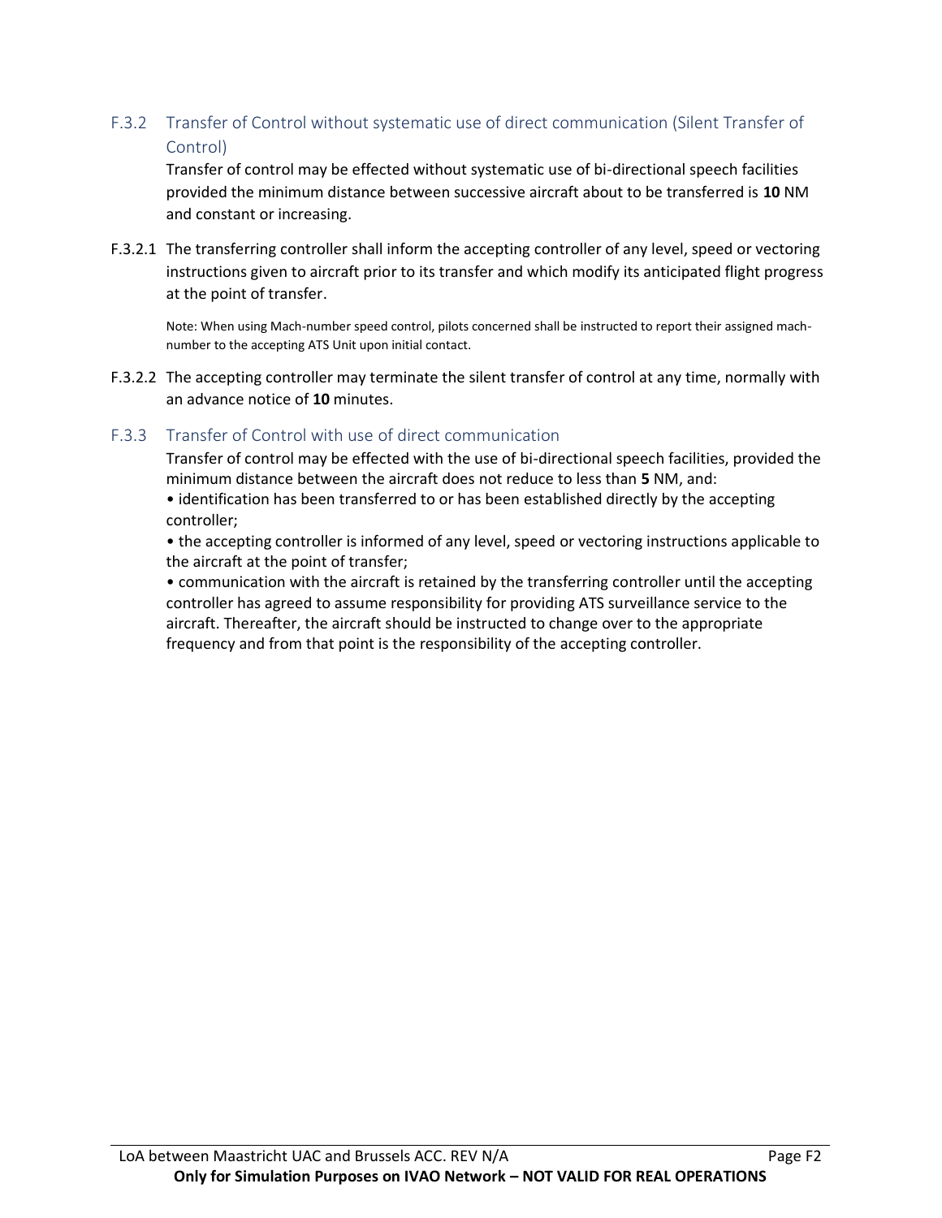### F.3.2 Transfer of Control without systematic use of direct communication (Silent Transfer of Control)

Transfer of control may be effected without systematic use of bi-directional speech facilities provided the minimum distance between successive aircraft about to be transferred is **10** NM and constant or increasing.

F.3.2.1 The transferring controller shall inform the accepting controller of any level, speed or vectoring instructions given to aircraft prior to its transfer and which modify its anticipated flight progress at the point of transfer.

Note: When using Mach-number speed control, pilots concerned shall be instructed to report their assigned mach-number to the accepting ATS Unit upon initial contact.

F.3.2.2 The accepting controller may terminate the silent transfer of control at any time, normally with an advance notice of **10** minutes.

### F.3.3 Transfer of Control with use of direct communication

Transfer of control may be effected with the use of bi-directional speech facilities, provided the minimum distance between the aircraft does not reduce to less than **5** NM, and:

- identification has been transferred to or has been established directly by the accepting controller;
- the accepting controller is informed of any level, speed or vectoring instructions applicable to the aircraft at the point of transfer;
- communication with the aircraft is retained by the transferring controller until the accepting controller has agreed to assume responsibility for providing ATS surveillance service to the aircraft. Thereafter, the aircraft should be instructed to change over to the appropriate frequency and from that point is the responsibility of the accepting controller.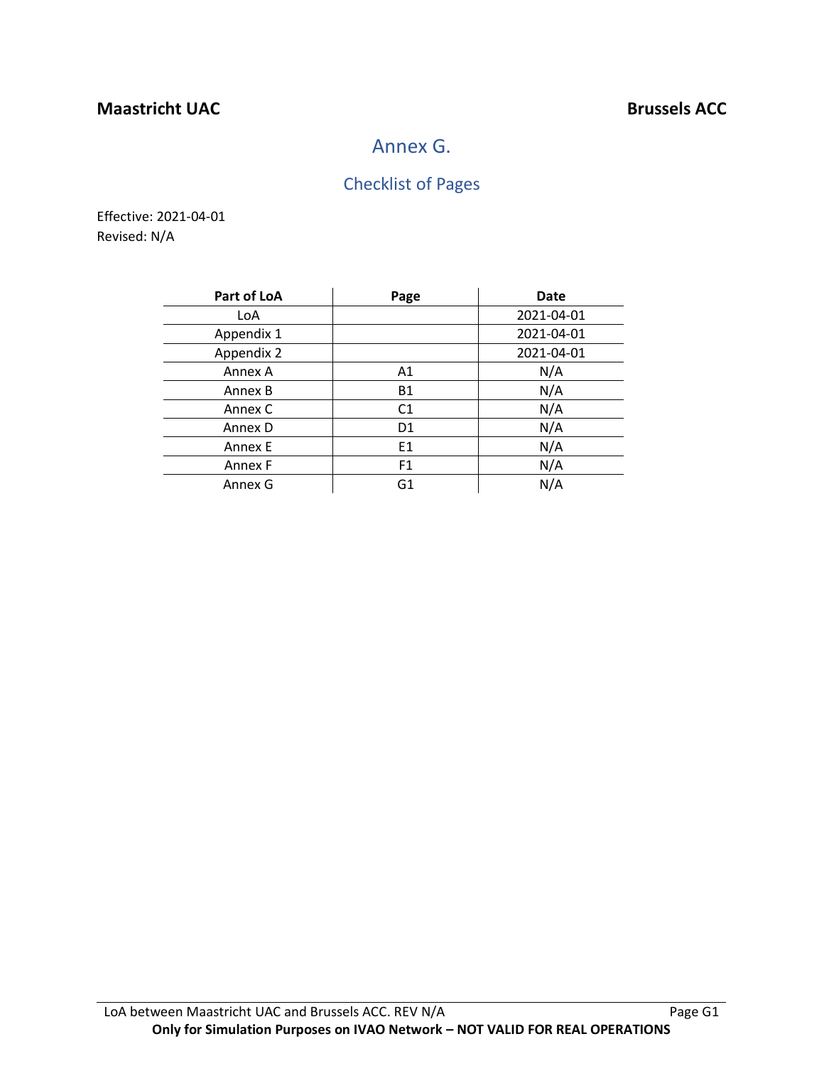# Annex G.

## Checklist of Pages

Effective: 2021-04-01
Revised: N/A

| Part of LoA | Page | Date |
|---|---|---|
| LoA | | 2021-04-01 |
| Appendix 1 | | 2021-04-01 |
| Appendix 2 | | 2021-04-01 |
| Annex A | A1 | N/A |
| Annex B | B1 | N/A |
| Annex C | C1 | N/A |
| Annex D | D1 | N/A |
| Annex E | E1 | N/A |
| Annex F | F1 | N/A |
| Annex G | G1 | N/A |